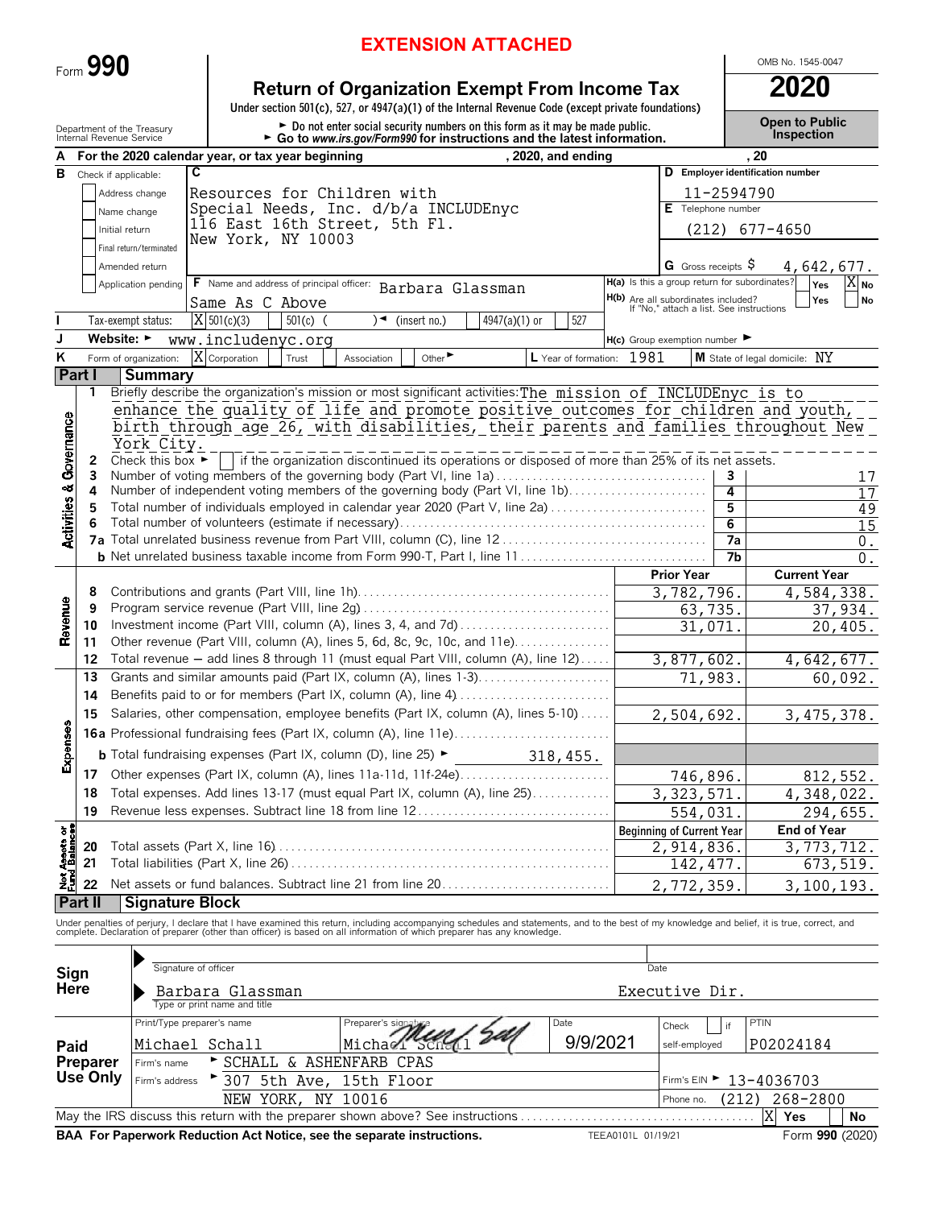**EXTENSION ATTACHED**

Form **990**

# Return of Organization Exempt From Income Tax

Under section 501(c), 527, or 4947(a)(1) of the Internal Revenue Code (except private foundations)

► Do not enter social security numbers on this form as it may be made public.
► Go to *www.irs.gov/Form990* for instructions and the latest information.

Department of the Treasury
Internal Revenue Service

OMB No. 1545-0047

**2020**

**Open to Public Inspection**

**A** For the 2020 calendar year, or tax year beginning , 2020, and ending , 20

**B** Check if applicable:
- Address change
- Name change
- Initial return
- Final return/terminated
- Amended return
- Application pending

**C** Resources for Children with Special Needs, Inc. d/b/a INCLUDEnyc
116 East 16th Street, 5th Fl.
New York, NY 10003

**D** Employer identification number: 11-2594790

**E** Telephone number: (212) 677-4650

**G** Gross receipts $ 4,642,677.

**F** Name and address of principal officer: Barbara Glassman
Same As C Above

**H(a)** Is this a group return for subordinates? Yes [ ] No [X]

**H(b)** Are all subordinates included? Yes [ ] No [ ]
If "No," attach a list. See instructions

**I** Tax-exempt status: [X] 501(c)(3) [ ] 501(c) ( ) ◄ (insert no.) [ ] 4947(a)(1) or [ ] 527

**J** Website: ► www.includenyc.org

**H(c)** Group exemption number ►

**K** Form of organization: [X] Corporation [ ] Trust [ ] Association [ ] Other ►

**L** Year of formation: 1981

**M** State of legal domicile: NY

## Part I Summary

### Activities & Governance

1 Briefly describe the organization's mission or most significant activities: The mission of INCLUDEnyc is to enhance the quality of life and promote positive outcomes for children and youth, birth through age 26, with disabilities, their parents and families throughout New York City.

2 Check this box ► [ ] if the organization discontinued its operations or disposed of more than 25% of its net assets.

| | | | |
|---|---|---|---|
| 3 | Number of voting members of the governing body (Part VI, line 1a) | 3 | 17 |
| 4 | Number of independent voting members of the governing body (Part VI, line 1b) | 4 | 17 |
| 5 | Total number of individuals employed in calendar year 2020 (Part V, line 2a) | 5 | 49 |
| 6 | Total number of volunteers (estimate if necessary) | 6 | 15 |
| 7a | Total unrelated business revenue from Part VIII, column (C), line 12 | 7a | 0. |
| b | Net unrelated business taxable income from Form 990-T, Part I, line 11 | 7b | 0. |

### Revenue

| | | Prior Year | Current Year |
|---|---|---|---|
| 8 | Contributions and grants (Part VIII, line 1h) | 3,782,796. | 4,584,338. |
| 9 | Program service revenue (Part VIII, line 2g) | 63,735. | 37,934. |
| 10 | Investment income (Part VIII, column (A), lines 3, 4, and 7d) | 31,071. | 20,405. |
| 11 | Other revenue (Part VIII, column (A), lines 5, 6d, 8c, 9c, 10c, and 11e) | | |
| 12 | Total revenue – add lines 8 through 11 (must equal Part VIII, column (A), line 12) | 3,877,602. | 4,642,677. |

### Expenses

| | | Prior Year | Current Year |
|---|---|---|---|
| 13 | Grants and similar amounts paid (Part IX, column (A), lines 1-3) | 71,983. | 60,092. |
| 14 | Benefits paid to or for members (Part IX, column (A), line 4) | | |
| 15 | Salaries, other compensation, employee benefits (Part IX, column (A), lines 5-10) | 2,504,692. | 3,475,378. |
| 16a | Professional fundraising fees (Part IX, column (A), line 11e) | | |
| b | Total fundraising expenses (Part IX, column (D), line 25) ► 318,455. | | |
| 17 | Other expenses (Part IX, column (A), lines 11a-11d, 11f-24e) | 746,896. | 812,552. |
| 18 | Total expenses. Add lines 13-17 (must equal Part IX, column (A), line 25) | 3,323,571. | 4,348,022. |
| 19 | Revenue less expenses. Subtract line 18 from line 12 | 554,031. | 294,655. |

### Net Assets or Fund Balances

| | | Beginning of Current Year | End of Year |
|---|---|---|---|
| 20 | Total assets (Part X, line 16) | 2,914,836. | 3,773,712. |
| 21 | Total liabilities (Part X, line 26) | 142,477. | 673,519. |
| 22 | Net assets or fund balances. Subtract line 21 from line 20 | 2,772,359. | 3,100,193. |

## Part II Signature Block

Under penalties of perjury, I declare that I have examined this return, including accompanying schedules and statements, and to the best of my knowledge and belief, it is true, correct, and complete. Declaration of preparer (other than officer) is based on all information of which preparer has any knowledge.

**Sign Here**

Signature of officer ► Date

Barbara Glassman — Executive Dir.
Type or print name and title

**Paid Preparer Use Only**

| Print/Type preparer's name | Preparer's signature | Date | Check [ ] if self-employed | PTIN |
|---|---|---|---|---|
| Michael Schall | Michael Schall | 9/9/2021 | | P02024184 |

Firm's name ► SCHALL & ASHENFARB CPAS — Firm's EIN ► 13-4036703

Firm's address ► 307 5th Ave, 15th Floor, NEW YORK, NY 10016 — Phone no. (212) 268-2800

May the IRS discuss this return with the preparer shown above? See instructions [X] Yes [ ] No

BAA For Paperwork Reduction Act Notice, see the separate instructions. TEEA0101L 01/19/21 Form **990** (2020)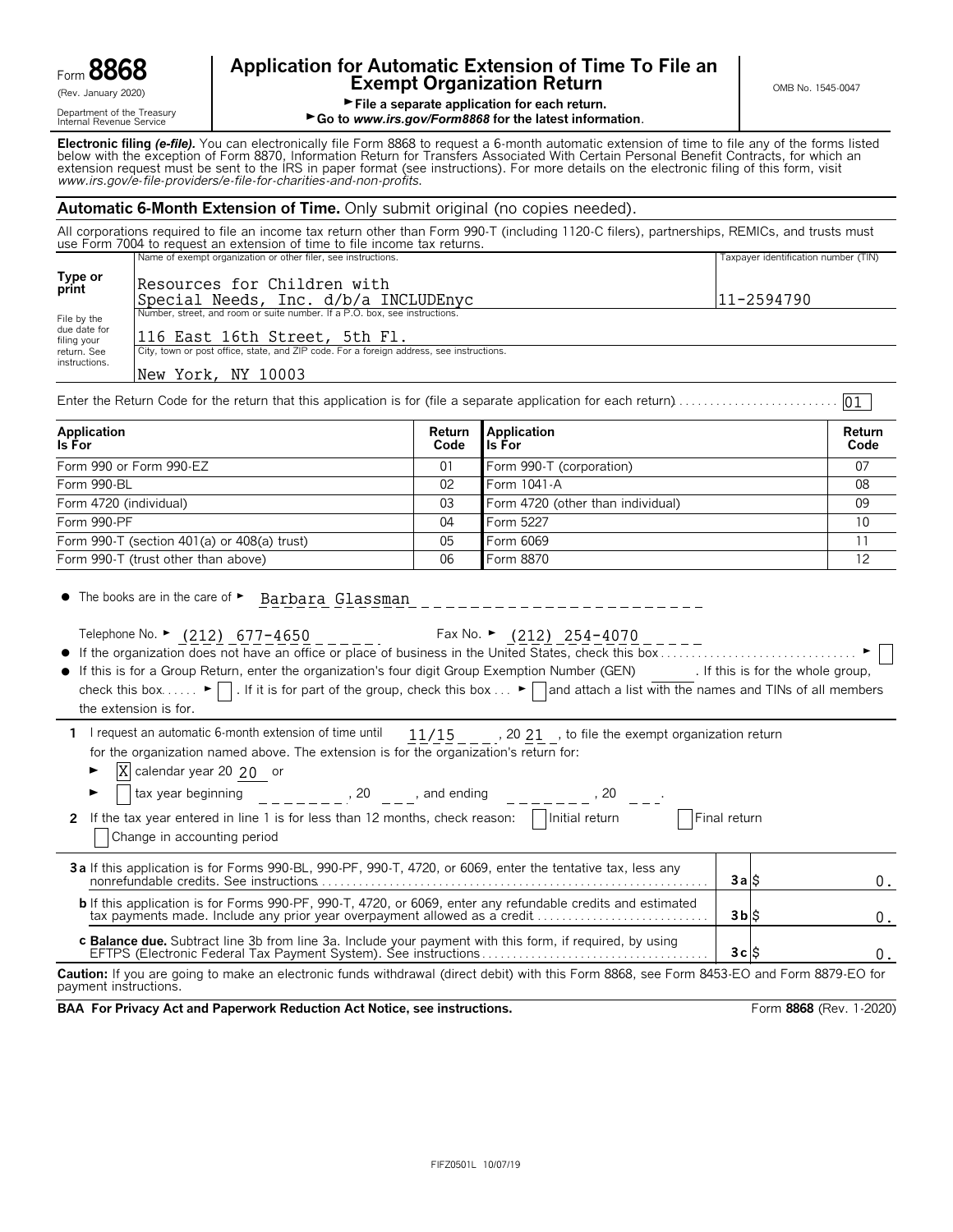Form **8868**
(Rev. January 2020)
Department of the Treasury
Internal Revenue Service

# Application for Automatic Extension of Time To File an Exempt Organization Return

► File a separate application for each return.
► Go to *www.irs.gov/Form8868* for the latest information.

OMB No. 1545-0047

**Electronic filing *(e-file)*.** You can electronically file Form 8868 to request a 6-month automatic extension of time to file any of the forms listed below with the exception of Form 8870, Information Return for Transfers Associated With Certain Personal Benefit Contracts, for which an extension request must be sent to the IRS in paper format (see instructions). For more details on the electronic filing of this form, visit *www.irs.gov/e-file-providers/e-file-for-charities-and-non-profits*.

## Automatic 6-Month Extension of Time. Only submit original (no copies needed).

All corporations required to file an income tax return other than Form 990-T (including 1120-C filers), partnerships, REMICs, and trusts must use Form 7004 to request an extension of time to file income tax returns.

**Type or print**

File by the due date for filing your return. See instructions.

Name of exempt organization or other filer, see instructions: Resources for Children with Special Needs, Inc. d/b/a INCLUDEnyc

Taxpayer identification number (TIN): 11-2594790

Number, street, and room or suite number. If a P.O. box, see instructions: 116 East 16th Street, 5th Fl.

City, town or post office, state, and ZIP code. For a foreign address, see instructions: New York, NY 10003

Enter the Return Code for the return that this application is for (file a separate application for each return) .......... 01

| Application Is For | Return Code | Application Is For | Return Code |
|---|---|---|---|
| Form 990 or Form 990-EZ | 01 | Form 990-T (corporation) | 07 |
| Form 990-BL | 02 | Form 1041-A | 08 |
| Form 4720 (individual) | 03 | Form 4720 (other than individual) | 09 |
| Form 990-PF | 04 | Form 5227 | 10 |
| Form 990-T (section 401(a) or 408(a) trust) | 05 | Form 6069 | 11 |
| Form 990-T (trust other than above) | 06 | Form 8870 | 12 |

- The books are in the care of ► Barbara Glassman

  Telephone No. ► (212) 677-4650    Fax No. ► (212) 254-4070

- If the organization does not have an office or place of business in the United States, check this box .......... ► ☐
- If this is for a Group Return, enter the organization's four digit Group Exemption Number (GEN) ____ . If this is for the whole group, check this box ...... ► ☐ . If it is for part of the group, check this box ... ► ☐ and attach a list with the names and TINs of all members the extension is for.

**1** I request an automatic 6-month extension of time until 11/15, 20 21, to file the exempt organization return for the organization named above. The extension is for the organization's return for:

► ☒ calendar year 20 20 or

► ☐ tax year beginning ________, 20 ___, and ending ________, 20 ___.

**2** If the tax year entered in line 1 is for less than 12 months, check reason: ☐ Initial return ☐ Final return ☐ Change in accounting period

| | | |
|---|---|---|
| **3a** If this application is for Forms 990-BL, 990-PF, 990-T, 4720, or 6069, enter the tentative tax, less any nonrefundable credits. See instructions | **3a** | $ 0. |
| **b** If this application is for Forms 990-PF, 990-T, 4720, or 6069, enter any refundable credits and estimated tax payments made. Include any prior year overpayment allowed as a credit | **3b** | $ 0. |
| **c Balance due.** Subtract line 3b from line 3a. Include your payment with this form, if required, by using EFTPS (Electronic Federal Tax Payment System). See instructions | **3c** | $ 0. |

**Caution:** If you are going to make an electronic funds withdrawal (direct debit) with this Form 8868, see Form 8453-EO and Form 8879-EO for payment instructions.

**BAA For Privacy Act and Paperwork Reduction Act Notice, see instructions.** Form **8868** (Rev. 1-2020)

FIFZ0501L 10/07/19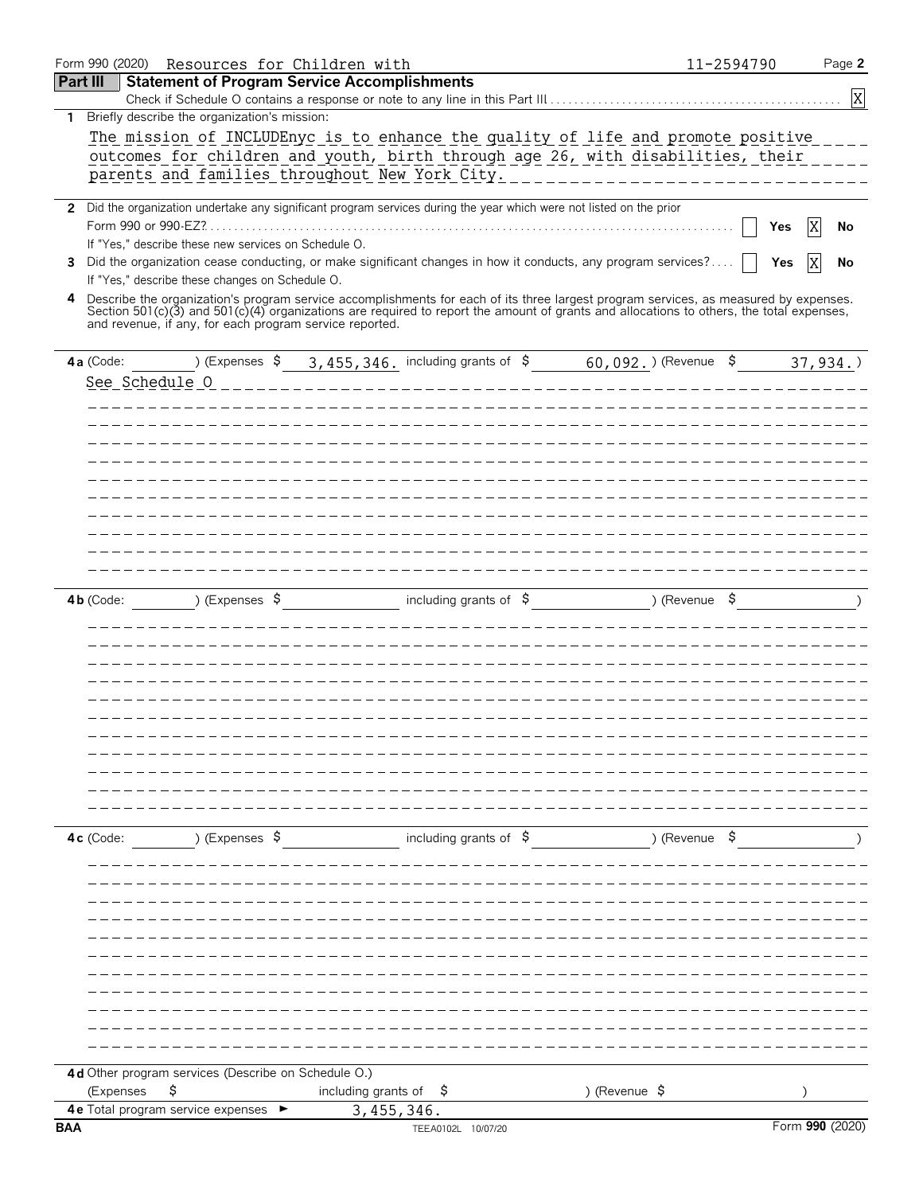Form 990 (2020) Resources for Children with 11-2594790 Page **2**

## Part III Statement of Program Service Accomplishments

Check if Schedule O contains a response or note to any line in this Part III . . . . . [X]

**1** Briefly describe the organization's mission:

The mission of INCLUDEnyc is to enhance the quality of life and promote positive outcomes for children and youth, birth through age 26, with disabilities, their parents and families throughout New York City.

**2** Did the organization undertake any significant program services during the year which were not listed on the prior Form 990 or 990-EZ? . . . . . [ ] Yes [X] No

If "Yes," describe these new services on Schedule O.

**3** Did the organization cease conducting, or make significant changes in how it conducts, any program services? . . . . [ ] Yes [X] No

If "Yes," describe these changes on Schedule O.

**4** Describe the organization's program service accomplishments for each of its three largest program services, as measured by expenses. Section 501(c)(3) and 501(c)(4) organizations are required to report the amount of grants and allocations to others, the total expenses, and revenue, if any, for each program service reported.

**4a** (Code: ) (Expenses $ 3,455,346. including grants of $ 60,092.) (Revenue $ 37,934.)

See Schedule O

**4b** (Code: ) (Expenses $ including grants of $ ) (Revenue $ )

**4c** (Code: ) (Expenses $ including grants of $ ) (Revenue $ )

**4d** Other program services (Describe on Schedule O.)

(Expenses $ including grants of $ ) (Revenue $ )

**4e** Total program service expenses ► 3,455,346.

BAA TEEA0102L 10/07/20 Form **990** (2020)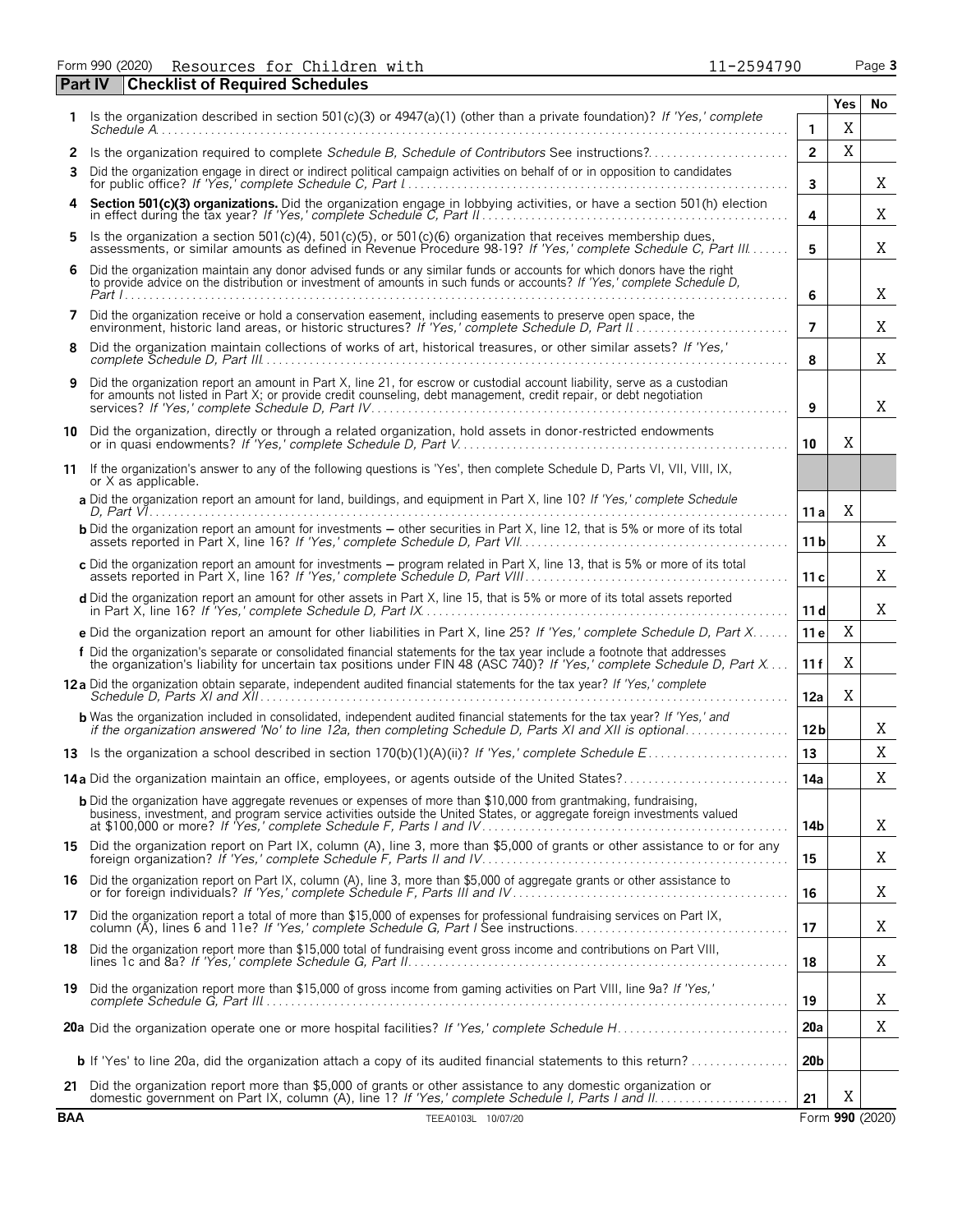Form 990 (2020) Resources for Children with 11-2594790 Page **3**

## Part IV Checklist of Required Schedules

| | | | Yes | No |
|---|---|---|---|---|
| **1** | Is the organization described in section 501(c)(3) or 4947(a)(1) (other than a private foundation)? *If 'Yes,' complete Schedule A* | **1** | X | |
| **2** | Is the organization required to complete *Schedule B, Schedule of Contributors* See instructions? | **2** | X | |
| **3** | Did the organization engage in direct or indirect political campaign activities on behalf of or in opposition to candidates for public office? *If 'Yes,' complete Schedule C, Part I* | **3** | | X |
| **4** | **Section 501(c)(3) organizations.** Did the organization engage in lobbying activities, or have a section 501(h) election in effect during the tax year? *If 'Yes,' complete Schedule C, Part II* | **4** | | X |
| **5** | Is the organization a section 501(c)(4), 501(c)(5), or 501(c)(6) organization that receives membership dues, assessments, or similar amounts as defined in Revenue Procedure 98-19? *If 'Yes,' complete Schedule C, Part III* | **5** | | X |
| **6** | Did the organization maintain any donor advised funds or any similar funds or accounts for which donors have the right to provide advice on the distribution or investment of amounts in such funds or accounts? *If 'Yes,' complete Schedule D, Part I* | **6** | | X |
| **7** | Did the organization receive or hold a conservation easement, including easements to preserve open space, the environment, historic land areas, or historic structures? *If 'Yes,' complete Schedule D, Part II* | **7** | | X |
| **8** | Did the organization maintain collections of works of art, historical treasures, or other similar assets? *If 'Yes,' complete Schedule D, Part III* | **8** | | X |
| **9** | Did the organization report an amount in Part X, line 21, for escrow or custodial account liability, serve as a custodian for amounts not listed in Part X; or provide credit counseling, debt management, credit repair, or debt negotiation services? *If 'Yes,' complete Schedule D, Part IV* | **9** | | X |
| **10** | Did the organization, directly or through a related organization, hold assets in donor-restricted endowments or in quasi endowments? *If 'Yes,' complete Schedule D, Part V* | **10** | X | |
| **11** | If the organization's answer to any of the following questions is 'Yes', then complete Schedule D, Parts VI, VII, VIII, IX, or X as applicable. | | | |
| | **a** Did the organization report an amount for land, buildings, and equipment in Part X, line 10? *If 'Yes,' complete Schedule D, Part VI* | **11a** | X | |
| | **b** Did the organization report an amount for investments — other securities in Part X, line 12, that is 5% or more of its total assets reported in Part X, line 16? *If 'Yes,' complete Schedule D, Part VII* | **11b** | | X |
| | **c** Did the organization report an amount for investments — program related in Part X, line 13, that is 5% or more of its total assets reported in Part X, line 16? *If 'Yes,' complete Schedule D, Part VIII* | **11c** | | X |
| | **d** Did the organization report an amount for other assets in Part X, line 15, that is 5% or more of its total assets reported in Part X, line 16? *If 'Yes,' complete Schedule D, Part IX* | **11d** | | X |
| | **e** Did the organization report an amount for other liabilities in Part X, line 25? *If 'Yes,' complete Schedule D, Part X* | **11e** | X | |
| | **f** Did the organization's separate or consolidated financial statements for the tax year include a footnote that addresses the organization's liability for uncertain tax positions under FIN 48 (ASC 740)? *If 'Yes,' complete Schedule D, Part X* | **11f** | X | |
| **12a** | Did the organization obtain separate, independent audited financial statements for the tax year? *If 'Yes,' complete Schedule D, Parts XI and XII* | **12a** | X | |
| | **b** Was the organization included in consolidated, independent audited financial statements for the tax year? *If 'Yes,' and if the organization answered 'No' to line 12a, then completing Schedule D, Parts XI and XII is optional* | **12b** | | X |
| **13** | Is the organization a school described in section 170(b)(1)(A)(ii)? *If 'Yes,' complete Schedule E* | **13** | | X |
| **14a** | Did the organization maintain an office, employees, or agents outside of the United States? | **14a** | | X |
| | **b** Did the organization have aggregate revenues or expenses of more than $10,000 from grantmaking, fundraising, business, investment, and program service activities outside the United States, or aggregate foreign investments valued at $100,000 or more? *If 'Yes,' complete Schedule F, Parts I and IV* | **14b** | | X |
| **15** | Did the organization report on Part IX, column (A), line 3, more than $5,000 of grants or other assistance to or for any foreign organization? *If 'Yes,' complete Schedule F, Parts II and IV* | **15** | | X |
| **16** | Did the organization report on Part IX, column (A), line 3, more than $5,000 of aggregate grants or other assistance to or for foreign individuals? *If 'Yes,' complete Schedule F, Parts III and IV* | **16** | | X |
| **17** | Did the organization report a total of more than $15,000 of expenses for professional fundraising services on Part IX, column (A), lines 6 and 11e? *If 'Yes,' complete Schedule G, Part I* See instructions | **17** | | X |
| **18** | Did the organization report more than $15,000 total of fundraising event gross income and contributions on Part VIII, lines 1c and 8a? *If 'Yes,' complete Schedule G, Part II* | **18** | | X |
| **19** | Did the organization report more than $15,000 of gross income from gaming activities on Part VIII, line 9a? *If 'Yes,' complete Schedule G, Part III* | **19** | | X |
| **20a** | Did the organization operate one or more hospital facilities? *If 'Yes,' complete Schedule H* | **20a** | | X |
| | **b** If 'Yes' to line 20a, did the organization attach a copy of its audited financial statements to this return? | **20b** | | |
| **21** | Did the organization report more than $5,000 of grants or other assistance to any domestic organization or domestic government on Part IX, column (A), line 1? *If 'Yes,' complete Schedule I, Parts I and II* | **21** | X | |

**BAA** TEEA0103L 10/07/20 Form **990** (2020)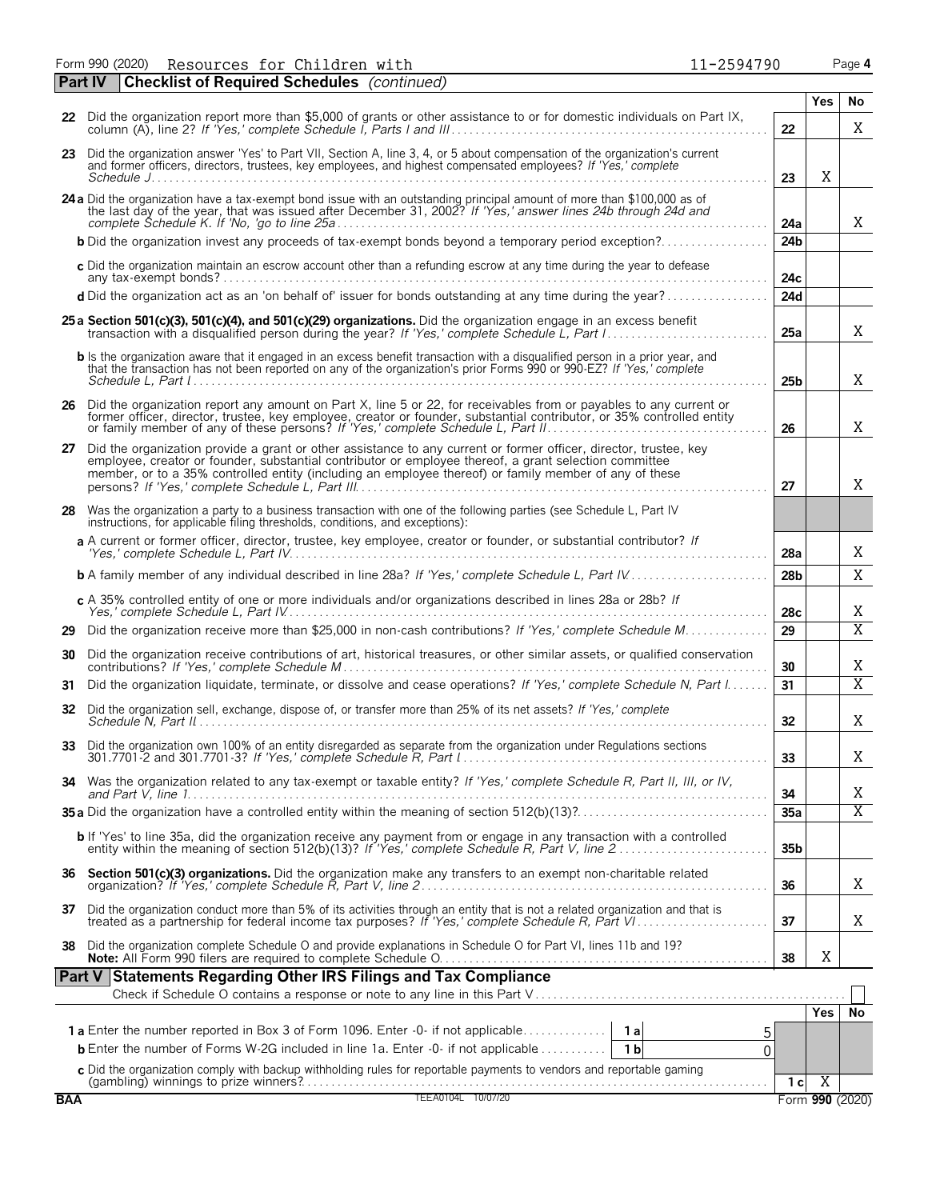Form 990 (2020) Resources for Children with 11-2594790 Page 4

## Part IV Checklist of Required Schedules *(continued)*

| | | | Yes | No |
|---|---|---|---|---|
| 22 | Did the organization report more than $5,000 of grants or other assistance to or for domestic individuals on Part IX, column (A), line 2? *If 'Yes,' complete Schedule I, Parts I and III* | 22 | | X |
| 23 | Did the organization answer 'Yes' to Part VII, Section A, line 3, 4, or 5 about compensation of the organization's current and former officers, directors, trustees, key employees, and highest compensated employees? *If 'Yes,' complete Schedule J* | 23 | X | |
| 24a | Did the organization have a tax-exempt bond issue with an outstanding principal amount of more than $100,000 as of the last day of the year, that was issued after December 31, 2002? *If 'Yes,' answer lines 24b through 24d and complete Schedule K. If 'No,' go to line 25a* | 24a | | X |
| b | Did the organization invest any proceeds of tax-exempt bonds beyond a temporary period exception? | 24b | | |
| c | Did the organization maintain an escrow account other than a refunding escrow at any time during the year to defease any tax-exempt bonds? | 24c | | |
| d | Did the organization act as an 'on behalf of' issuer for bonds outstanding at any time during the year? | 24d | | |
| 25a | **Section 501(c)(3), 501(c)(4), and 501(c)(29) organizations.** Did the organization engage in an excess benefit transaction with a disqualified person during the year? *If 'Yes,' complete Schedule L, Part I* | 25a | | X |
| b | Is the organization aware that it engaged in an excess benefit transaction with a disqualified person in a prior year, and that the transaction has not been reported on any of the organization's prior Forms 990 or 990-EZ? *If 'Yes,' complete Schedule L, Part I* | 25b | | X |
| 26 | Did the organization report any amount on Part X, line 5 or 22, for receivables from or payables to any current or former officer, director, trustee, key employee, creator or founder, substantial contributor, or 35% controlled entity or family member of any of these persons? *If 'Yes,' complete Schedule L, Part II* | 26 | | X |
| 27 | Did the organization provide a grant or other assistance to any current or former officer, director, trustee, key employee, creator or founder, substantial contributor or employee thereof, a grant selection committee member, or to a 35% controlled entity (including an employee thereof) or family member of any of these persons? *If 'Yes,' complete Schedule L, Part III* | 27 | | X |
| 28 | Was the organization a party to a business transaction with one of the following parties (see Schedule L, Part IV instructions, for applicable filing thresholds, conditions, and exceptions): | | | |
| a | A current or former officer, director, trustee, key employee, creator or founder, or substantial contributor? *If 'Yes,' complete Schedule L, Part IV* | 28a | | X |
| b | A family member of any individual described in line 28a? *If 'Yes,' complete Schedule L, Part IV* | 28b | | X |
| c | A 35% controlled entity of one or more individuals and/or organizations described in lines 28a or 28b? *If Yes,' complete Schedule L, Part IV* | 28c | | X |
| 29 | Did the organization receive more than $25,000 in non-cash contributions? *If 'Yes,' complete Schedule M* | 29 | | X |
| 30 | Did the organization receive contributions of art, historical treasures, or other similar assets, or qualified conservation contributions? *If 'Yes,' complete Schedule M* | 30 | | X |
| 31 | Did the organization liquidate, terminate, or dissolve and cease operations? *If 'Yes,' complete Schedule N, Part I* | 31 | | X |
| 32 | Did the organization sell, exchange, dispose of, or transfer more than 25% of its net assets? *If 'Yes,' complete Schedule N, Part II* | 32 | | X |
| 33 | Did the organization own 100% of an entity disregarded as separate from the organization under Regulations sections 301.7701-2 and 301.7701-3? *If 'Yes,' complete Schedule R, Part I* | 33 | | X |
| 34 | Was the organization related to any tax-exempt or taxable entity? *If 'Yes,' complete Schedule R, Part II, III, or IV, and Part V, line 1* | 34 | | X |
| 35a | Did the organization have a controlled entity within the meaning of section 512(b)(13)? | 35a | | X |
| b | If 'Yes' to line 35a, did the organization receive any payment from or engage in any transaction with a controlled entity within the meaning of section 512(b)(13)? *If 'Yes,' complete Schedule R, Part V, line 2* | 35b | | |
| 36 | **Section 501(c)(3) organizations.** Did the organization make any transfers to an exempt non-charitable related organization? *If 'Yes,' complete Schedule R, Part V, line 2* | 36 | | X |
| 37 | Did the organization conduct more than 5% of its activities through an entity that is not a related organization and that is treated as a partnership for federal income tax purposes? *If 'Yes,' complete Schedule R, Part VI* | 37 | | X |
| 38 | Did the organization complete Schedule O and provide explanations in Schedule O for Part VI, lines 11b and 19? **Note:** All Form 990 filers are required to complete Schedule O. | 38 | X | |

## Part V Statements Regarding Other IRS Filings and Tax Compliance

Check if Schedule O contains a response or note to any line in this Part V ☐

| | | | | | Yes | No |
|---|---|---|---|---|---|---|
| 1a | Enter the number reported in Box 3 of Form 1096. Enter -0- if not applicable | 1a | 5 | | | |
| b | Enter the number of Forms W-2G included in line 1a. Enter -0- if not applicable | 1b | 0 | | | |
| c | Did the organization comply with backup withholding rules for reportable payments to vendors and reportable gaming (gambling) winnings to prize winners? | | | 1c | X | |

BAA TEEA0104L 10/07/20 Form **990** (2020)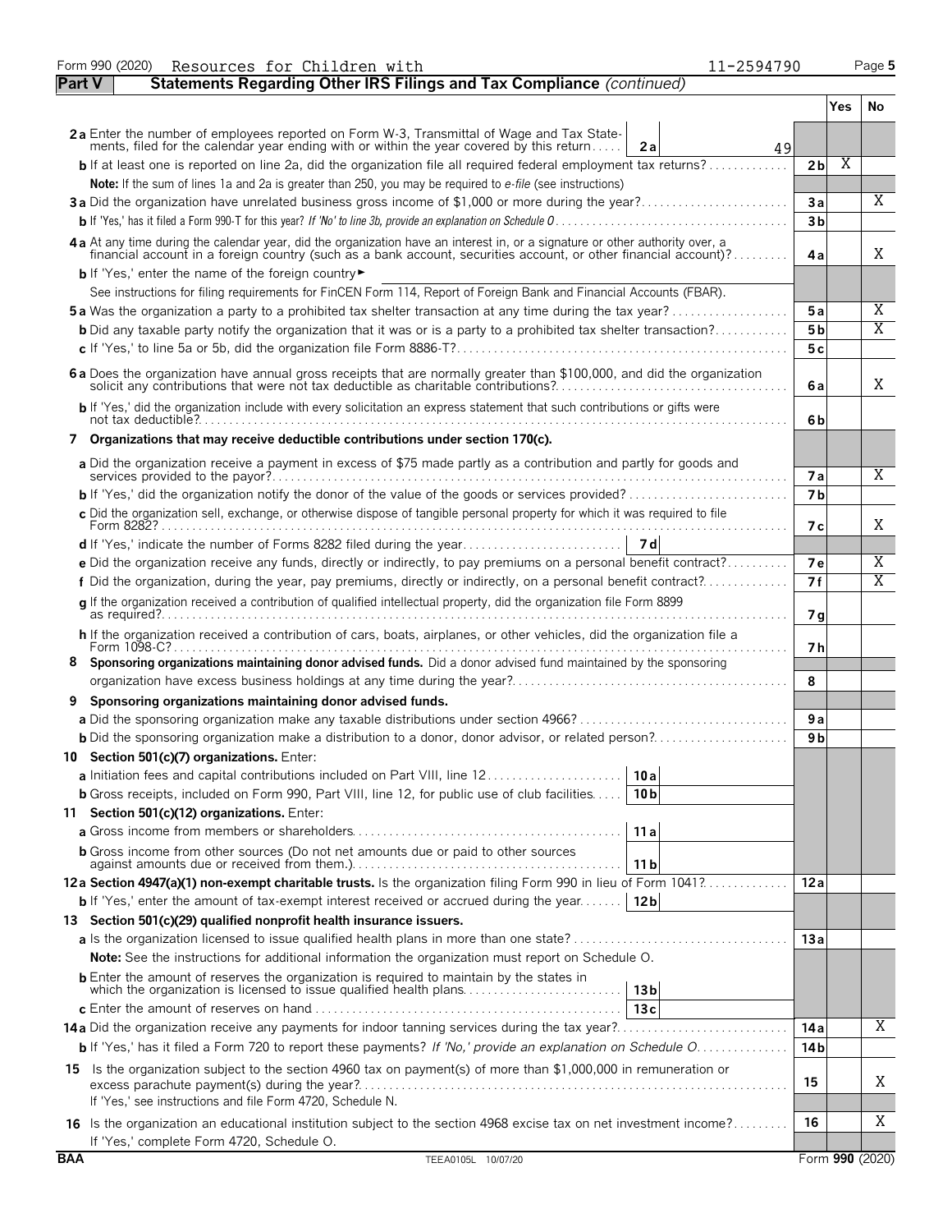Form 990 (2020) Resources for Children with 11-2594790 Page 5

## Part V Statements Regarding Other IRS Filings and Tax Compliance *(continued)*

| | | | Yes | No |
|---|---|---|---|---|
| **2a** Enter the number of employees reported on Form W-3, Transmittal of Wage and Tax Statements, filed for the calendar year ending with or within the year covered by this return | 2a | 49 | | |
| **b** If at least one is reported on line 2a, did the organization file all required federal employment tax returns? | | 2b | X | |
| **Note:** If the sum of lines 1a and 2a is greater than 250, you may be required to *e-file* (see instructions) | | | | |
| **3a** Did the organization have unrelated business gross income of $1,000 or more during the year? | | 3a | | X |
| **b** If 'Yes,' has it filed a Form 990-T for this year? *If 'No' to line 3b, provide an explanation on Schedule O* | | 3b | | |
| **4a** At any time during the calendar year, did the organization have an interest in, or a signature or other authority over, a financial account in a foreign country (such as a bank account, securities account, or other financial account)? | | 4a | | X |
| **b** If 'Yes,' enter the name of the foreign country ► | | | | |
| See instructions for filing requirements for FinCEN Form 114, Report of Foreign Bank and Financial Accounts (FBAR). | | | | |
| **5a** Was the organization a party to a prohibited tax shelter transaction at any time during the tax year? | | 5a | | X |
| **b** Did any taxable party notify the organization that it was or is a party to a prohibited tax shelter transaction? | | 5b | | X |
| **c** If 'Yes,' to line 5a or 5b, did the organization file Form 8886-T? | | 5c | | |
| **6a** Does the organization have annual gross receipts that are normally greater than $100,000, and did the organization solicit any contributions that were not tax deductible as charitable contributions? | | 6a | | X |
| **b** If 'Yes,' did the organization include with every solicitation an express statement that such contributions or gifts were not tax deductible? | | 6b | | |
| **7 Organizations that may receive deductible contributions under section 170(c).** | | | | |
| **a** Did the organization receive a payment in excess of $75 made partly as a contribution and partly for goods and services provided to the payor? | | 7a | | X |
| **b** If 'Yes,' did the organization notify the donor of the value of the goods or services provided? | | 7b | | |
| **c** Did the organization sell, exchange, or otherwise dispose of tangible personal property for which it was required to file Form 8282? | | 7c | | X |
| **d** If 'Yes,' indicate the number of Forms 8282 filed during the year | 7d | | | |
| **e** Did the organization receive any funds, directly or indirectly, to pay premiums on a personal benefit contract? | | 7e | | X |
| **f** Did the organization, during the year, pay premiums, directly or indirectly, on a personal benefit contract? | | 7f | | X |
| **g** If the organization received a contribution of qualified intellectual property, did the organization file Form 8899 as required? | | 7g | | |
| **h** If the organization received a contribution of cars, boats, airplanes, or other vehicles, did the organization file a Form 1098-C? | | 7h | | |
| **8 Sponsoring organizations maintaining donor advised funds.** Did a donor advised fund maintained by the sponsoring organization have excess business holdings at any time during the year? | | 8 | | |
| **9 Sponsoring organizations maintaining donor advised funds.** | | | | |
| **a** Did the sponsoring organization make any taxable distributions under section 4966? | | 9a | | |
| **b** Did the sponsoring organization make a distribution to a donor, donor advisor, or related person? | | 9b | | |
| **10 Section 501(c)(7) organizations.** Enter: | | | | |
| **a** Initiation fees and capital contributions included on Part VIII, line 12 | 10a | | | |
| **b** Gross receipts, included on Form 990, Part VIII, line 12, for public use of club facilities | 10b | | | |
| **11 Section 501(c)(12) organizations.** Enter: | | | | |
| **a** Gross income from members or shareholders | 11a | | | |
| **b** Gross income from other sources (Do not net amounts due or paid to other sources against amounts due or received from them.) | 11b | | | |
| **12a Section 4947(a)(1) non-exempt charitable trusts.** Is the organization filing Form 990 in lieu of Form 1041? | | 12a | | |
| **b** If 'Yes,' enter the amount of tax-exempt interest received or accrued during the year | 12b | | | |
| **13 Section 501(c)(29) qualified nonprofit health insurance issuers.** | | | | |
| **a** Is the organization licensed to issue qualified health plans in more than one state? | | 13a | | |
| **Note:** See the instructions for additional information the organization must report on Schedule O. | | | | |
| **b** Enter the amount of reserves the organization is required to maintain by the states in which the organization is licensed to issue qualified health plans | 13b | | | |
| **c** Enter the amount of reserves on hand | 13c | | | |
| **14a** Did the organization receive any payments for indoor tanning services during the tax year? | | 14a | | X |
| **b** If 'Yes,' has it filed a Form 720 to report these payments? *If 'No,' provide an explanation on Schedule O* | | 14b | | |
| **15** Is the organization subject to the section 4960 tax on payment(s) of more than $1,000,000 in remuneration or excess parachute payment(s) during the year? If 'Yes,' see instructions and file Form 4720, Schedule N. | | 15 | | X |
| **16** Is the organization an educational institution subject to the section 4968 excise tax on net investment income? If 'Yes,' complete Form 4720, Schedule O. | | 16 | | X |

BAA TEEA0105L 10/07/20 Form **990** (2020)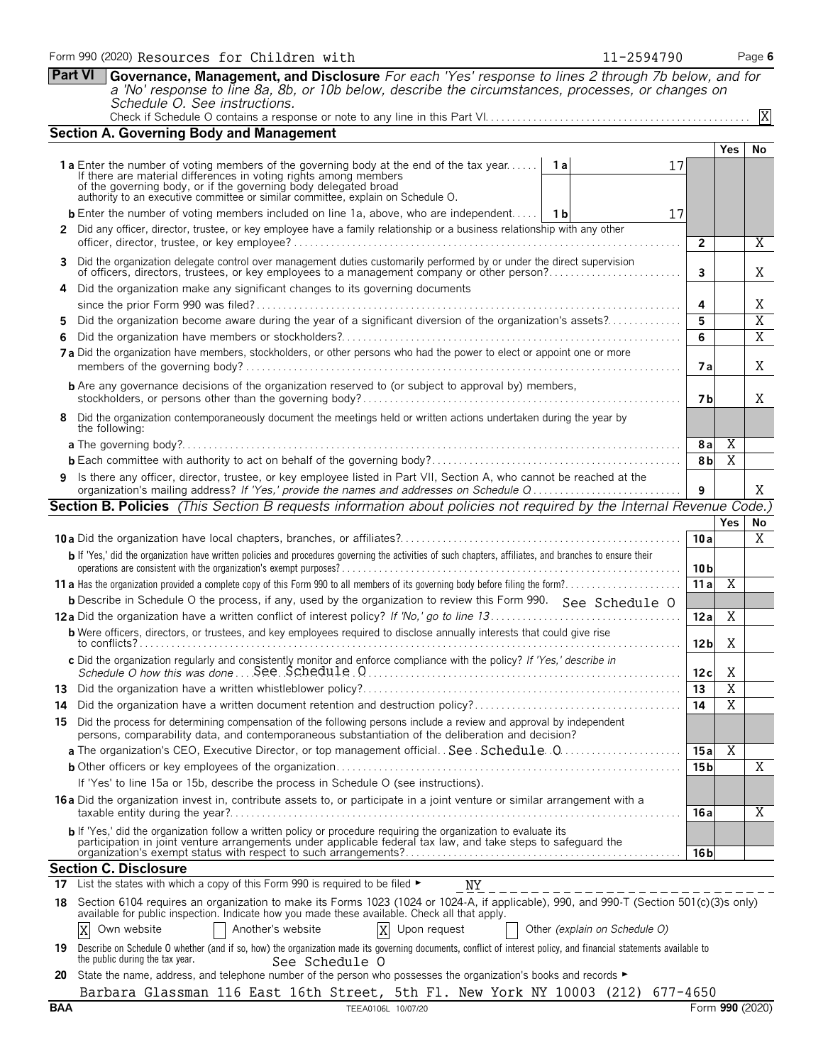Form 990 (2020) Resources for Children with 11-2594790 Page 6

**Part VI** **Governance, Management, and Disclosure** *For each 'Yes' response to lines 2 through 7b below, and for a 'No' response to line 8a, 8b, or 10b below, describe the circumstances, processes, or changes on Schedule O. See instructions.*

Check if Schedule O contains a response or note to any line in this Part VI. X

## Section A. Governing Body and Management

| | | | Yes | No |
|---|---|---|---|---|
| **1 a** Enter the number of voting members of the governing body at the end of the tax year. If there are material differences in voting rights among members of the governing body, or if the governing body delegated broad authority to an executive committee or similar committee, explain on Schedule O. | 1a 17 | | | |
| **b** Enter the number of voting members included on line 1a, above, who are independent. | 1b 17 | | | |
| **2** Did any officer, director, trustee, or key employee have a family relationship or a business relationship with any other officer, director, trustee, or key employee? | | 2 | | X |
| **3** Did the organization delegate control over management duties customarily performed by or under the direct supervision of officers, directors, trustees, or key employees to a management company or other person? | | 3 | | X |
| **4** Did the organization make any significant changes to its governing documents since the prior Form 990 was filed? | | 4 | | X |
| **5** Did the organization become aware during the year of a significant diversion of the organization's assets? | | 5 | | X |
| **6** Did the organization have members or stockholders? | | 6 | | X |
| **7 a** Did the organization have members, stockholders, or other persons who had the power to elect or appoint one or more members of the governing body? | | 7a | | X |
| **b** Are any governance decisions of the organization reserved to (or subject to approval by) members, stockholders, or persons other than the governing body? | | 7b | | X |
| **8** Did the organization contemporaneously document the meetings held or written actions undertaken during the year by the following: | | | | |
| **a** The governing body? | | 8a | X | |
| **b** Each committee with authority to act on behalf of the governing body? | | 8b | X | |
| **9** Is there any officer, director, trustee, or key employee listed in Part VII, Section A, who cannot be reached at the organization's mailing address? *If 'Yes,' provide the names and addresses on Schedule O* | | 9 | | X |

## Section B. Policies *(This Section B requests information about policies not required by the Internal Revenue Code.)*

| | | Yes | No |
|---|---|---|---|
| **10 a** Did the organization have local chapters, branches, or affiliates? | 10a | | X |
| **b** If 'Yes,' did the organization have written policies and procedures governing the activities of such chapters, affiliates, and branches to ensure their operations are consistent with the organization's exempt purposes? | 10b | | |
| **11 a** Has the organization provided a complete copy of this Form 990 to all members of its governing body before filing the form? | 11a | X | |
| **b** Describe in Schedule O the process, if any, used by the organization to review this Form 990. See Schedule O | | | |
| **12 a** Did the organization have a written conflict of interest policy? *If 'No,' go to line 13* | 12a | X | |
| **b** Were officers, directors, or trustees, and key employees required to disclose annually interests that could give rise to conflicts? | 12b | X | |
| **c** Did the organization regularly and consistently monitor and enforce compliance with the policy? *If 'Yes,' describe in Schedule O how this was done* See Schedule O | 12c | X | |
| **13** Did the organization have a written whistleblower policy? | 13 | X | |
| **14** Did the organization have a written document retention and destruction policy? | 14 | X | |
| **15** Did the process for determining compensation of the following persons include a review and approval by independent persons, comparability data, and contemporaneous substantiation of the deliberation and decision? | | | |
| **a** The organization's CEO, Executive Director, or top management official. See Schedule O | 15a | X | |
| **b** Other officers or key employees of the organization | 15b | | X |
| If 'Yes' to line 15a or 15b, describe the process in Schedule O (see instructions). | | | |
| **16 a** Did the organization invest in, contribute assets to, or participate in a joint venture or similar arrangement with a taxable entity during the year? | 16a | | X |
| **b** If 'Yes,' did the organization follow a written policy or procedure requiring the organization to evaluate its participation in joint venture arrangements under applicable federal tax law, and take steps to safeguard the organization's exempt status with respect to such arrangements? | 16b | | |

## Section C. Disclosure

**17** List the states with which a copy of this Form 990 is required to be filed ► NY

**18** Section 6104 requires an organization to make its Forms 1023 (1024 or 1024-A, if applicable), 990, and 990-T (Section 501(c)(3)s only) available for public inspection. Indicate how you made these available. Check all that apply.

[X] Own website [ ] Another's website [X] Upon request [ ] Other *(explain on Schedule O)*

**19** Describe on Schedule O whether (and if so, how) the organization made its governing documents, conflict of interest policy, and financial statements available to the public during the tax year. See Schedule O

**20** State the name, address, and telephone number of the person who possesses the organization's books and records ►

Barbara Glassman 116 East 16th Street, 5th Fl. New York NY 10003 (212) 677-4650

BAA TEEA0106L 10/07/20 Form **990** (2020)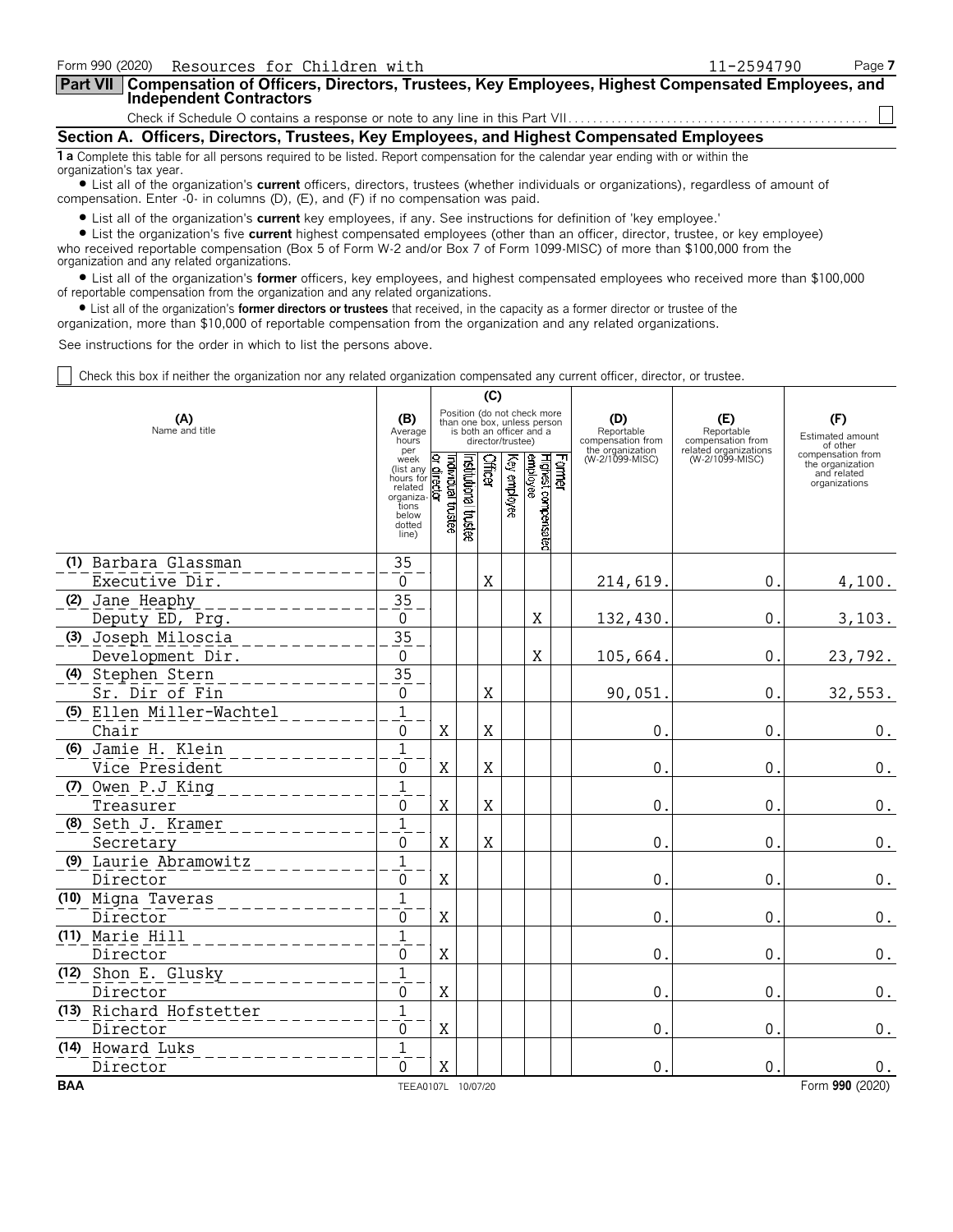Form 990 (2020) Resources for Children with 11-2594790 Page 7

## Part VII Compensation of Officers, Directors, Trustees, Key Employees, Highest Compensated Employees, and Independent Contractors

Check if Schedule O contains a response or note to any line in this Part VII . . . . . ☐

### Section A. Officers, Directors, Trustees, Key Employees, and Highest Compensated Employees

**1 a** Complete this table for all persons required to be listed. Report compensation for the calendar year ending with or within the organization's tax year.

- List all of the organization's **current** officers, directors, trustees (whether individuals or organizations), regardless of amount of compensation. Enter -0- in columns (D), (E), and (F) if no compensation was paid.
- List all of the organization's **current** key employees, if any. See instructions for definition of 'key employee.'
- List the organization's five **current** highest compensated employees (other than an officer, director, trustee, or key employee) who received reportable compensation (Box 5 of Form W-2 and/or Box 7 of Form 1099-MISC) of more than $100,000 from the organization and any related organizations.
- List all of the organization's **former** officers, key employees, and highest compensated employees who received more than $100,000 of reportable compensation from the organization and any related organizations.
- List all of the organization's **former directors or trustees** that received, in the capacity as a former director or trustee of the organization, more than $10,000 of reportable compensation from the organization and any related organizations.

See instructions for the order in which to list the persons above.

☐ Check this box if neither the organization nor any related organization compensated any current officer, director, or trustee.

| (A) Name and title | (B) Average hours per week (list any hours for related organizations below dotted line) | (C) Position (do not check more than one box, unless person is both an officer and a director/trustee) | | | | | | (D) Reportable compensation from the organization (W-2/1099-MISC) | (E) Reportable compensation from related organizations (W-2/1099-MISC) | (F) Estimated amount of other compensation from the organization and related organizations |
|---|---|---|---|---|---|---|---|---|---|---|
| | | Individual trustee or director | Institutional trustee | Officer | Key employee | Highest compensated employee | Former | | | |
| (1) Barbara Glassman<br>Executive Dir. | 35<br>0 | | | X | | | | 214,619. | 0. | 4,100. |
| (2) Jane Heaphy<br>Deputy ED, Prg. | 35<br>0 | | | | | X | | 132,430. | 0. | 3,103. |
| (3) Joseph Miloscia<br>Development Dir. | 35<br>0 | | | | | X | | 105,664. | 0. | 23,792. |
| (4) Stephen Stern<br>Sr. Dir of Fin | 35<br>0 | | | X | | | | 90,051. | 0. | 32,553. |
| (5) Ellen Miller-Wachtel<br>Chair | 1<br>0 | X | | X | | | | 0. | 0. | 0. |
| (6) Jamie H. Klein<br>Vice President | 1<br>0 | X | | X | | | | 0. | 0. | 0. |
| (7) Owen P.J King<br>Treasurer | 1<br>0 | X | | X | | | | 0. | 0. | 0. |
| (8) Seth J. Kramer<br>Secretary | 1<br>0 | X | | X | | | | 0. | 0. | 0. |
| (9) Laurie Abramowitz<br>Director | 1<br>0 | X | | | | | | 0. | 0. | 0. |
| (10) Migna Taveras<br>Director | 1<br>0 | X | | | | | | 0. | 0. | 0. |
| (11) Marie Hill<br>Director | 1<br>0 | X | | | | | | 0. | 0. | 0. |
| (12) Shon E. Glusky<br>Director | 1<br>0 | X | | | | | | 0. | 0. | 0. |
| (13) Richard Hofstetter<br>Director | 1<br>0 | X | | | | | | 0. | 0. | 0. |
| (14) Howard Luks<br>Director | 1<br>0 | X | | | | | | 0. | 0. | 0. |

BAA TEEA0107L 10/07/20 Form **990** (2020)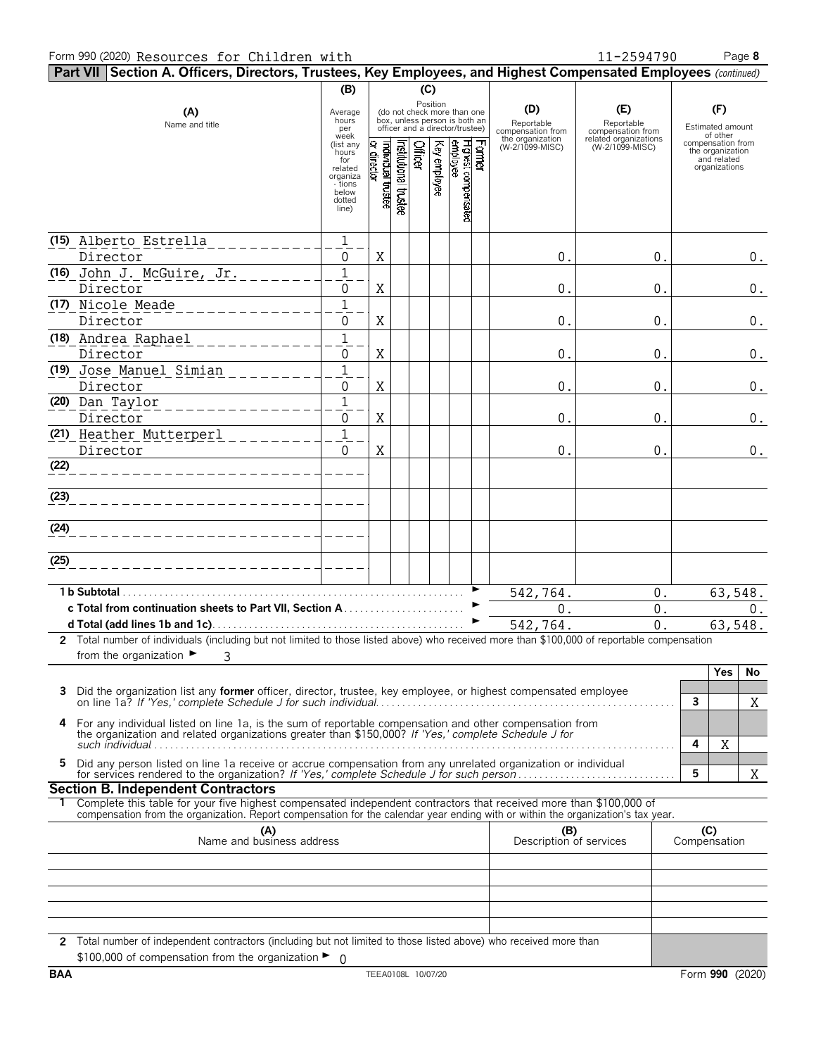Form 990 (2020) Resources for Children with 11-2594790 Page 8

**Part VII Section A. Officers, Directors, Trustees, Key Employees, and Highest Compensated Employees** *(continued)*

| (A) Name and title | (B) Average hours per week (list any hours for related organizations below dotted line) | (C) Position: Individual trustee or director | Institutional trustee | Officer | Key employee | Highest compensated employee | Former | (D) Reportable compensation from the organization (W-2/1099-MISC) | (E) Reportable compensation from related organizations (W-2/1099-MISC) | (F) Estimated amount of other compensation from the organization and related organizations |
|---|---|---|---|---|---|---|---|---|---|---|
| (15) Alberto Estrella<br>Director | 1<br>0 | X | | | | | | 0. | 0. | 0. |
| (16) John J. McGuire, Jr.<br>Director | 1<br>0 | X | | | | | | 0. | 0. | 0. |
| (17) Nicole Meade<br>Director | 1<br>0 | X | | | | | | 0. | 0. | 0. |
| (18) Andrea Raphael<br>Director | 1<br>0 | X | | | | | | 0. | 0. | 0. |
| (19) Jose Manuel Simian<br>Director | 1<br>0 | X | | | | | | 0. | 0. | 0. |
| (20) Dan Taylor<br>Director | 1<br>0 | X | | | | | | 0. | 0. | 0. |
| (21) Heather Mutterperl<br>Director | 1<br>0 | X | | | | | | 0. | 0. | 0. |
| (22) | | | | | | | | | | |
| (23) | | | | | | | | | | |
| (24) | | | | | | | | | | |
| (25) | | | | | | | | | | |

| | (D) | (E) | (F) |
|---|---|---|---|
| **1 b Subtotal** | 542,764. | 0. | 63,548. |
| **c Total from continuation sheets to Part VII, Section A** | 0. | 0. | 0. |
| **d Total (add lines 1b and 1c)** | 542,764. | 0. | 63,548. |

**2** Total number of individuals (including but not limited to those listed above) who received more than $100,000 of reportable compensation from the organization ► 3

| | | | Yes | No |
|---|---|---|---|---|
| **3** | Did the organization list any **former** officer, director, trustee, key employee, or highest compensated employee on line 1a? *If 'Yes,' complete Schedule J for such individual* | 3 | | X |
| **4** | For any individual listed on line 1a, is the sum of reportable compensation and other compensation from the organization and related organizations greater than $150,000? *If 'Yes,' complete Schedule J for such individual* | 4 | X | |
| **5** | Did any person listed on line 1a receive or accrue compensation from any unrelated organization or individual for services rendered to the organization? *If 'Yes,' complete Schedule J for such person* | 5 | | X |

## Section B. Independent Contractors

**1** Complete this table for your five highest compensated independent contractors that received more than $100,000 of compensation from the organization. Report compensation for the calendar year ending with or within the organization's tax year.

| (A) Name and business address | (B) Description of services | (C) Compensation |
|---|---|---|
| | | |
| | | |
| | | |
| | | |
| | | |

**2** Total number of independent contractors (including but not limited to those listed above) who received more than $100,000 of compensation from the organization ► 0

BAA TEEA0108L 10/07/20 Form **990** (2020)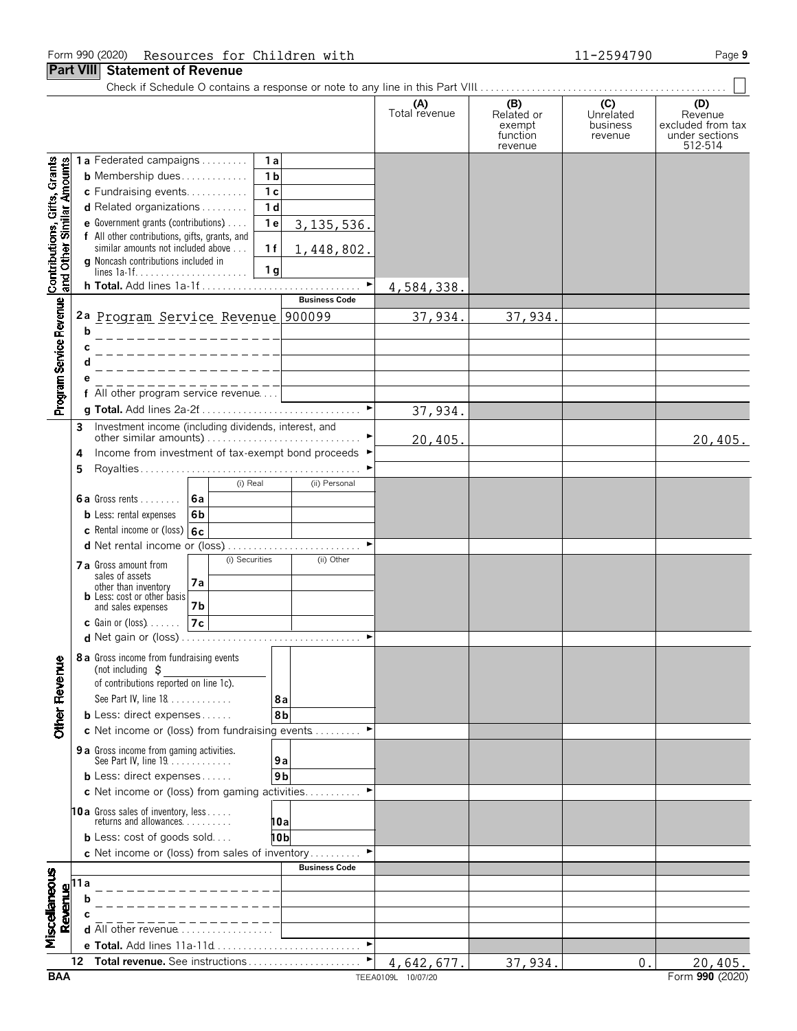Form 990 (2020) Resources for Children with 11-2594790

## Part VIII Statement of Revenue

Check if Schedule O contains a response or note to any line in this Part VIII . . . . . ☐

| | | | (A) Total revenue | (B) Related or exempt function revenue | (C) Unrelated business revenue | (D) Revenue excluded from tax under sections 512-514 |
|---|---|---|---|---|---|---|
| **Contributions, Gifts, Grants and Other Similar Amounts** | 1a Federated campaigns . . . 1a | | | | | |
| | b Membership dues . . . 1b | | | | | |
| | c Fundraising events . . . 1c | | | | | |
| | d Related organizations . . . 1d | | | | | |
| | e Government grants (contributions) . . . 1e | 3,135,536. | | | | |
| | f All other contributions, gifts, grants, and similar amounts not included above . . . 1f | 1,448,802. | | | | |
| | g Noncash contributions included in lines 1a-1f . . . 1g | | | | | |
| | h Total. Add lines 1a-1f . . . ► | | 4,584,338. | | | |
| **Program Service Revenue** | | Business Code | | | | |
| | 2a Program Service Revenue | 900099 | 37,934. | 37,934. | | |
| | b | | | | | |
| | c | | | | | |
| | d | | | | | |
| | e | | | | | |
| | f All other program service revenue . . . | | | | | |
| | g Total. Add lines 2a-2f . . . ► | | 37,934. | | | |
| **Other Revenue** | 3 Investment income (including dividends, interest, and other similar amounts) . . . ► | | 20,405. | | | 20,405. |
| | 4 Income from investment of tax-exempt bond proceeds ► | | | | | |
| | 5 Royalties . . . ► | | | | | |
| | | (i) Real / (ii) Personal | | | | |
| | 6a Gross rents . . . 6a | | | | | |
| | b Less: rental expenses 6b | | | | | |
| | c Rental income or (loss) 6c | | | | | |
| | d Net rental income or (loss) . . . ► | | | | | |
| | | (i) Securities / (ii) Other | | | | |
| | 7a Gross amount from sales of assets other than inventory 7a | | | | | |
| | b Less: cost or other basis and sales expenses 7b | | | | | |
| | c Gain or (loss) . . . 7c | | | | | |
| | d Net gain or (loss) . . . ► | | | | | |
| | 8a Gross income from fundraising events (not including $ ______ of contributions reported on line 1c). See Part IV, line 18 . . . 8a | | | | | |
| | b Less: direct expenses . . . 8b | | | | | |
| | c Net income or (loss) from fundraising events . . . ► | | | | | |
| | 9a Gross income from gaming activities. See Part IV, line 19 . . . 9a | | | | | |
| | b Less: direct expenses . . . 9b | | | | | |
| | c Net income or (loss) from gaming activities . . . ► | | | | | |
| | 10a Gross sales of inventory, less returns and allowances . . . 10a | | | | | |
| | b Less: cost of goods sold . . . 10b | | | | | |
| | c Net income or (loss) from sales of inventory . . . ► | | | | | |
| **Miscellaneous Revenue** | | Business Code | | | | |
| | 11a | | | | | |
| | b | | | | | |
| | c | | | | | |
| | d All other revenue . . . | | | | | |
| | e Total. Add lines 11a-11d . . . ► | | | | | |
| | 12 Total revenue. See instructions . . . ► | | 4,642,677. | 37,934. | 0. | 20,405. |

BAA TEEA0109L 10/07/20 Form 990 (2020)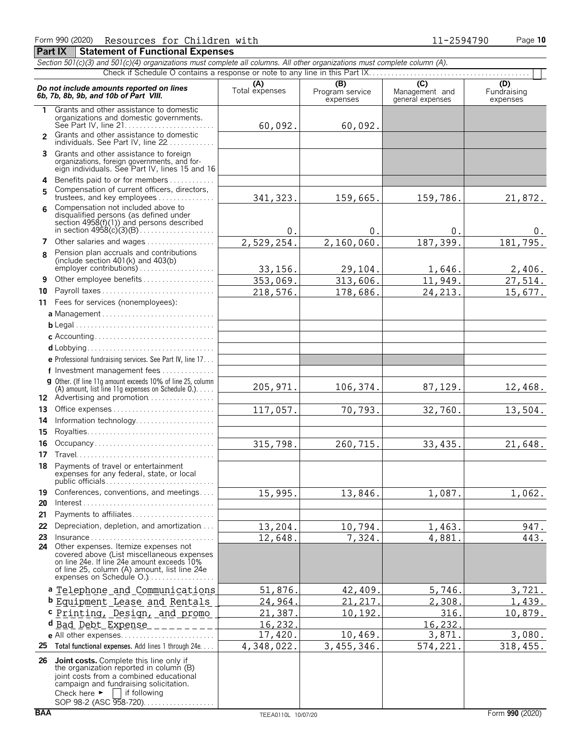Form 990 (2020) Resources for Children with 11-2594790 Page 10

## Part IX Statement of Functional Expenses

*Section 501(c)(3) and 501(c)(4) organizations must complete all columns. All other organizations must complete column (A).*

Check if Schedule O contains a response or note to any line in this Part IX

| *Do not include amounts reported on lines 6b, 7b, 8b, 9b, and 10b of Part VIII.* | (A) Total expenses | (B) Program service expenses | (C) Management and general expenses | (D) Fundraising expenses |
|---|---|---|---|---|
| 1 Grants and other assistance to domestic organizations and domestic governments. See Part IV, line 21 | 60,092. | 60,092. | | |
| 2 Grants and other assistance to domestic individuals. See Part IV, line 22 | | | | |
| 3 Grants and other assistance to foreign organizations, foreign governments, and foreign individuals. See Part IV, lines 15 and 16 | | | | |
| 4 Benefits paid to or for members | | | | |
| 5 Compensation of current officers, directors, trustees, and key employees | 341,323. | 159,665. | 159,786. | 21,872. |
| 6 Compensation not included above to disqualified persons (as defined under section 4958(f)(1)) and persons described in section 4958(c)(3)(B) | 0. | 0. | 0. | 0. |
| 7 Other salaries and wages | 2,529,254. | 2,160,060. | 187,399. | 181,795. |
| 8 Pension plan accruals and contributions (include section 401(k) and 403(b) employer contributions) | 33,156. | 29,104. | 1,646. | 2,406. |
| 9 Other employee benefits | 353,069. | 313,606. | 11,949. | 27,514. |
| 10 Payroll taxes | 218,576. | 178,686. | 24,213. | 15,677. |
| 11 Fees for services (nonemployees): | | | | |
| a Management | | | | |
| b Legal | | | | |
| c Accounting | | | | |
| d Lobbying | | | | |
| e Professional fundraising services. See Part IV, line 17 | | | | |
| f Investment management fees | | | | |
| g Other. (If line 11g amount exceeds 10% of line 25, column (A) amount, list line 11g expenses on Schedule O.) | 205,971. | 106,374. | 87,129. | 12,468. |
| 12 Advertising and promotion | | | | |
| 13 Office expenses | 117,057. | 70,793. | 32,760. | 13,504. |
| 14 Information technology | | | | |
| 15 Royalties | | | | |
| 16 Occupancy | 315,798. | 260,715. | 33,435. | 21,648. |
| 17 Travel | | | | |
| 18 Payments of travel or entertainment expenses for any federal, state, or local public officials | | | | |
| 19 Conferences, conventions, and meetings | 15,995. | 13,846. | 1,087. | 1,062. |
| 20 Interest | | | | |
| 21 Payments to affiliates | | | | |
| 22 Depreciation, depletion, and amortization | 13,204. | 10,794. | 1,463. | 947. |
| 23 Insurance | 12,648. | 7,324. | 4,881. | 443. |
| 24 Other expenses. Itemize expenses not covered above (List miscellaneous expenses on line 24e. If line 24e amount exceeds 10% of line 25, column (A) amount, list line 24e expenses on Schedule O.) | | | | |
| a Telephone and Communications | 51,876. | 42,409. | 5,746. | 3,721. |
| b Equipment Lease and Rentals | 24,964. | 21,217. | 2,308. | 1,439. |
| c Printing, Design, and promo | 21,387. | 10,192. | 316. | 10,879. |
| d Bad Debt Expense | 16,232. | | 16,232. | |
| e All other expenses | 17,420. | 10,469. | 3,871. | 3,080. |
| 25 **Total functional expenses.** Add lines 1 through 24e | 4,348,022. | 3,455,346. | 574,221. | 318,455. |
| 26 **Joint costs.** Complete this line only if the organization reported in column (B) joint costs from a combined educational campaign and fundraising solicitation. Check here ► ☐ if following SOP 98-2 (ASC 958-720) | | | | |

BAA TEEA0110L 10/07/20 Form **990** (2020)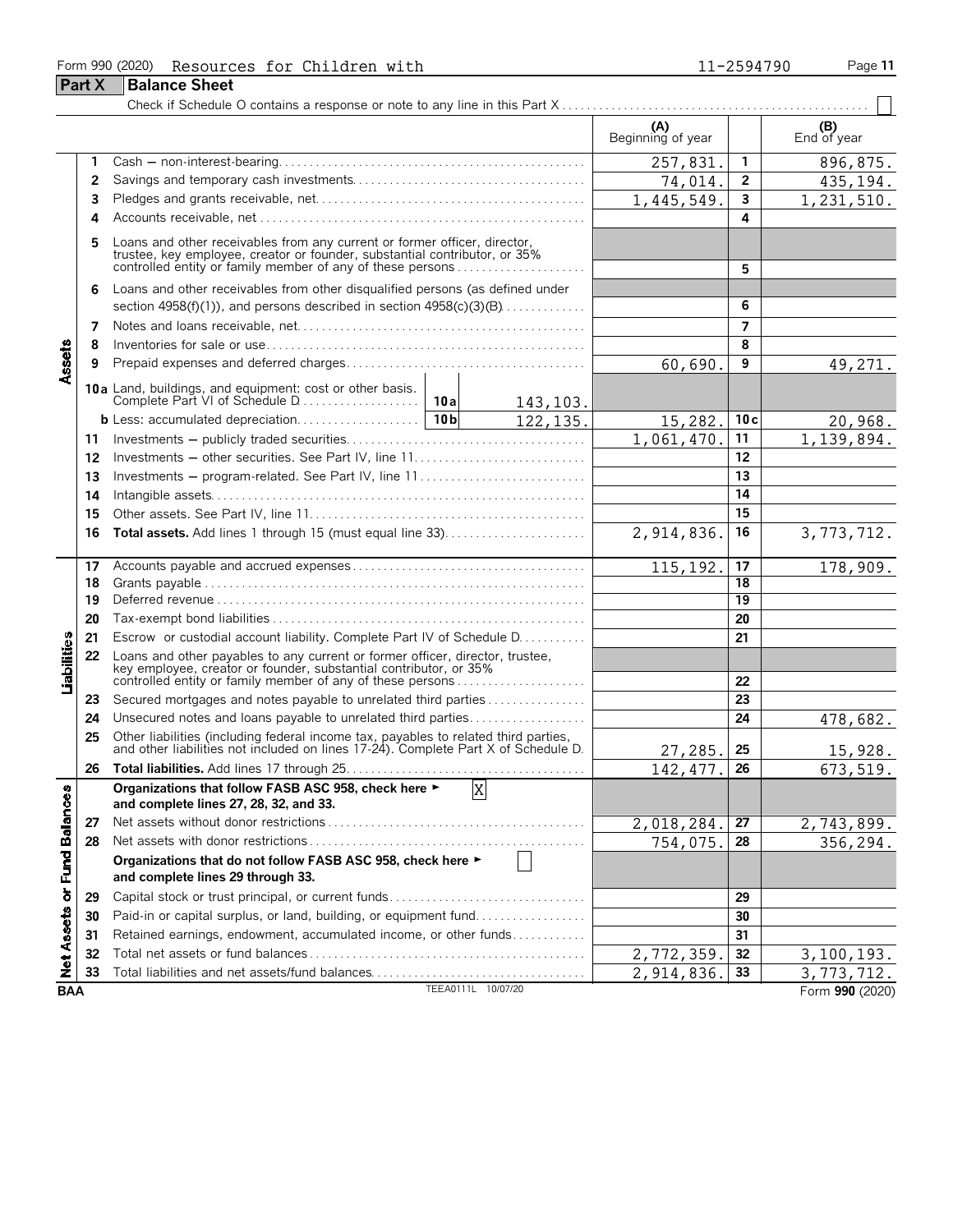Form 990 (2020) Resources for Children with 11-2594790

## Part X Balance Sheet

Check if Schedule O contains a response or note to any line in this Part X

| Section | Line | Description | (A) Beginning of year | | (B) End of year |
|---|---|---|---|---|---|
| Assets | 1 | Cash — non-interest-bearing | 257,831. | 1 | 896,875. |
| | 2 | Savings and temporary cash investments | 74,014. | 2 | 435,194. |
| | 3 | Pledges and grants receivable, net | 1,445,549. | 3 | 1,231,510. |
| | 4 | Accounts receivable, net | | 4 | |
| | 5 | Loans and other receivables from any current or former officer, director, trustee, key employee, creator or founder, substantial contributor, or 35% controlled entity or family member of any of these persons | | 5 | |
| | 6 | Loans and other receivables from other disqualified persons (as defined under section 4958(f)(1)), and persons described in section 4958(c)(3)(B) | | 6 | |
| | 7 | Notes and loans receivable, net | | 7 | |
| | 8 | Inventories for sale or use | | 8 | |
| | 9 | Prepaid expenses and deferred charges | 60,690. | 9 | 49,271. |
| | 10a | Land, buildings, and equipment: cost or other basis. Complete Part VI of Schedule D — 10a: 143,103. | | | |
| | b | Less: accumulated depreciation — 10b: 122,135. | 15,282. | 10c | 20,968. |
| | 11 | Investments — publicly traded securities | 1,061,470. | 11 | 1,139,894. |
| | 12 | Investments — other securities. See Part IV, line 11 | | 12 | |
| | 13 | Investments — program-related. See Part IV, line 11 | | 13 | |
| | 14 | Intangible assets | | 14 | |
| | 15 | Other assets. See Part IV, line 11 | | 15 | |
| | 16 | **Total assets.** Add lines 1 through 15 (must equal line 33) | 2,914,836. | 16 | 3,773,712. |
| Liabilities | 17 | Accounts payable and accrued expenses | 115,192. | 17 | 178,909. |
| | 18 | Grants payable | | 18 | |
| | 19 | Deferred revenue | | 19 | |
| | 20 | Tax-exempt bond liabilities | | 20 | |
| | 21 | Escrow or custodial account liability. Complete Part IV of Schedule D | | 21 | |
| | 22 | Loans and other payables to any current or former officer, director, trustee, key employee, creator or founder, substantial contributor, or 35% controlled entity or family member of any of these persons | | 22 | |
| | 23 | Secured mortgages and notes payable to unrelated third parties | | 23 | |
| | 24 | Unsecured notes and loans payable to unrelated third parties | | 24 | 478,682. |
| | 25 | Other liabilities (including federal income tax, payables to related third parties, and other liabilities not included on lines 17-24). Complete Part X of Schedule D | 27,285. | 25 | 15,928. |
| | 26 | **Total liabilities.** Add lines 17 through 25 | 142,477. | 26 | 673,519. |
| Net Assets or Fund Balances | | **Organizations that follow FASB ASC 958, check here ► [X] and complete lines 27, 28, 32, and 33.** | | | |
| | 27 | Net assets without donor restrictions | 2,018,284. | 27 | 2,743,899. |
| | 28 | Net assets with donor restrictions | 754,075. | 28 | 356,294. |
| | | **Organizations that do not follow FASB ASC 958, check here ► [ ] and complete lines 29 through 33.** | | | |
| | 29 | Capital stock or trust principal, or current funds | | 29 | |
| | 30 | Paid-in or capital surplus, or land, building, or equipment fund | | 30 | |
| | 31 | Retained earnings, endowment, accumulated income, or other funds | | 31 | |
| | 32 | Total net assets or fund balances | 2,772,359. | 32 | 3,100,193. |
| | 33 | Total liabilities and net assets/fund balances | 2,914,836. | 33 | 3,773,712. |

BAA TEEA0111L 10/07/20 Form **990** (2020)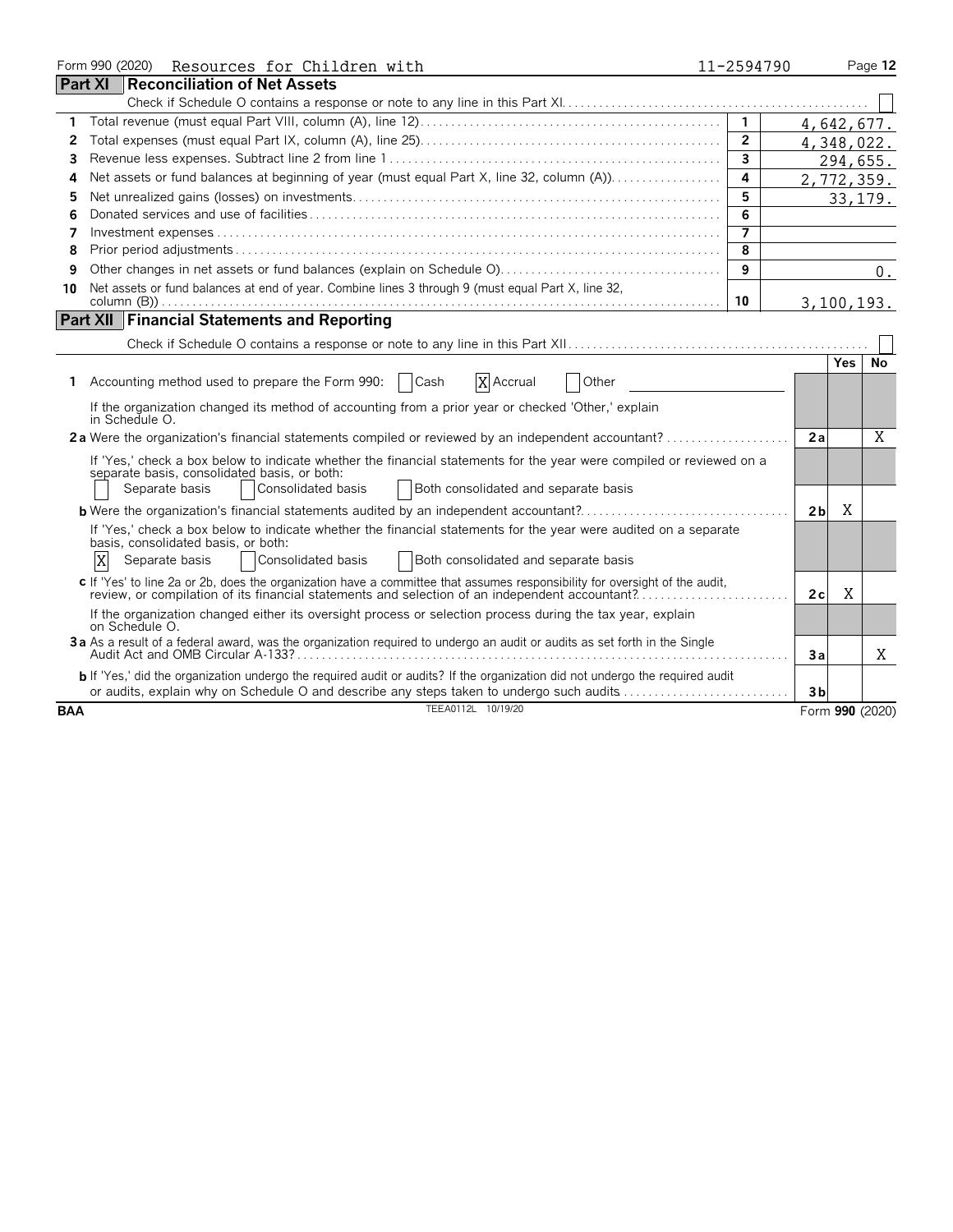Form 990 (2020) Resources for Children with 11-2594790

## Part XI Reconciliation of Net Assets

Check if Schedule O contains a response or note to any line in this Part XI ☐

| | | | |
|---|---|---|---|
| 1 | Total revenue (must equal Part VIII, column (A), line 12) | 1 | 4,642,677. |
| 2 | Total expenses (must equal Part IX, column (A), line 25) | 2 | 4,348,022. |
| 3 | Revenue less expenses. Subtract line 2 from line 1 | 3 | 294,655. |
| 4 | Net assets or fund balances at beginning of year (must equal Part X, line 32, column (A)) | 4 | 2,772,359. |
| 5 | Net unrealized gains (losses) on investments | 5 | 33,179. |
| 6 | Donated services and use of facilities | 6 | |
| 7 | Investment expenses | 7 | |
| 8 | Prior period adjustments | 8 | |
| 9 | Other changes in net assets or fund balances (explain on Schedule O) | 9 | 0. |
| 10 | Net assets or fund balances at end of year. Combine lines 3 through 9 (must equal Part X, line 32, column (B)) | 10 | 3,100,193. |

## Part XII Financial Statements and Reporting

Check if Schedule O contains a response or note to any line in this Part XII ☐

| | | | Yes | No |
|---|---|---|---|---|
| 1 | Accounting method used to prepare the Form 990: ☐ Cash ☒ Accrual ☐ Other | | | |
| | If the organization changed its method of accounting from a prior year or checked 'Other,' explain in Schedule O. | | | |
| 2a | Were the organization's financial statements compiled or reviewed by an independent accountant? | 2a | | X |
| | If 'Yes,' check a box below to indicate whether the financial statements for the year were compiled or reviewed on a separate basis, consolidated basis, or both: ☐ Separate basis ☐ Consolidated basis ☐ Both consolidated and separate basis | | | |
| b | Were the organization's financial statements audited by an independent accountant? | 2b | X | |
| | If 'Yes,' check a box below to indicate whether the financial statements for the year were audited on a separate basis, consolidated basis, or both: ☒ Separate basis ☐ Consolidated basis ☐ Both consolidated and separate basis | | | |
| c | If 'Yes' to line 2a or 2b, does the organization have a committee that assumes responsibility for oversight of the audit, review, or compilation of its financial statements and selection of an independent accountant? | 2c | X | |
| | If the organization changed either its oversight process or selection process during the tax year, explain on Schedule O. | | | |
| 3a | As a result of a federal award, was the organization required to undergo an audit or audits as set forth in the Single Audit Act and OMB Circular A-133? | 3a | | X |
| b | If 'Yes,' did the organization undergo the required audit or audits? If the organization did not undergo the required audit or audits, explain why on Schedule O and describe any steps taken to undergo such audits | 3b | | |

BAA TEEA0112L 10/19/20 Form 990 (2020)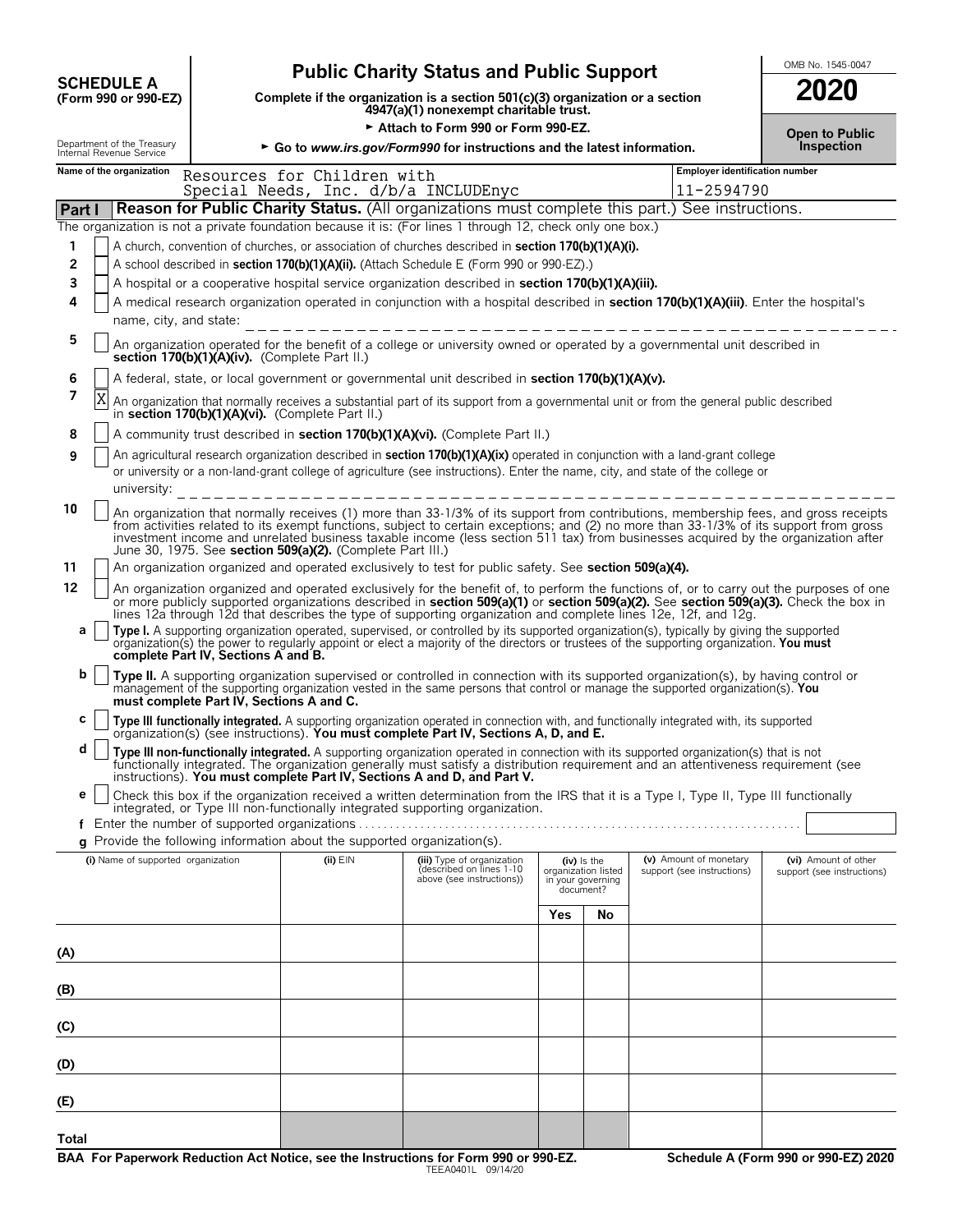**SCHEDULE A (Form 990 or 990-EZ)**

Department of the Treasury Internal Revenue Service

# Public Charity Status and Public Support

**Complete if the organization is a section 501(c)(3) organization or a section 4947(a)(1) nonexempt charitable trust.**

► Attach to Form 990 or Form 990-EZ.

► Go to *www.irs.gov/Form990* for instructions and the latest information.

OMB No. 1545-0047

**2020**

**Open to Public Inspection**

Name of the organization: Resources for Children with Special Needs, Inc. d/b/a INCLUDEnyc

Employer identification number: 11-2594790

## Part I Reason for Public Charity Status. (All organizations must complete this part.) See instructions.

The organization is not a private foundation because it is: (For lines 1 through 12, check only one box.)

1. [ ] A church, convention of churches, or association of churches described in **section 170(b)(1)(A)(i).**
2. [ ] A school described in **section 170(b)(1)(A)(ii).** (Attach Schedule E (Form 990 or 990-EZ).)
3. [ ] A hospital or a cooperative hospital service organization described in **section 170(b)(1)(A)(iii).**
4. [ ] A medical research organization operated in conjunction with a hospital described in **section 170(b)(1)(A)(iii)**. Enter the hospital's name, city, and state:
5. [ ] An organization operated for the benefit of a college or university owned or operated by a governmental unit described in **section 170(b)(1)(A)(iv).** (Complete Part II.)
6. [ ] A federal, state, or local government or governmental unit described in **section 170(b)(1)(A)(v).**
7. [X] An organization that normally receives a substantial part of its support from a governmental unit or from the general public described in **section 170(b)(1)(A)(vi).** (Complete Part II.)
8. [ ] A community trust described in **section 170(b)(1)(A)(vi).** (Complete Part II.)
9. [ ] An agricultural research organization described in **section 170(b)(1)(A)(ix)** operated in conjunction with a land-grant college or university or a non-land-grant college of agriculture (see instructions). Enter the name, city, and state of the college or university:
10. [ ] An organization that normally receives (1) more than 33-1/3% of its support from contributions, membership fees, and gross receipts from activities related to its exempt functions, subject to certain exceptions; and (2) no more than 33-1/3% of its support from gross investment income and unrelated business taxable income (less section 511 tax) from businesses acquired by the organization after June 30, 1975. See **section 509(a)(2).** (Complete Part III.)
11. [ ] An organization organized and operated exclusively to test for public safety. See **section 509(a)(4).**
12. [ ] An organization organized and operated exclusively for the benefit of, to perform the functions of, or to carry out the purposes of one or more publicly supported organizations described in **section 509(a)(1)** or **section 509(a)(2).** See **section 509(a)(3).** Check the box in lines 12a through 12d that describes the type of supporting organization and complete lines 12e, 12f, and 12g.
   - **a** [ ] **Type I.** A supporting organization operated, supervised, or controlled by its supported organization(s), typically by giving the supported organization(s) the power to regularly appoint or elect a majority of the directors or trustees of the supporting organization. **You must complete Part IV, Sections A and B.**
   - **b** [ ] **Type II.** A supporting organization supervised or controlled in connection with its supported organization(s), by having control or management of the supporting organization vested in the same persons that control or manage the supported organization(s). **You must complete Part IV, Sections A and C.**
   - **c** [ ] **Type III functionally integrated.** A supporting organization operated in connection with, and functionally integrated with, its supported organization(s) (see instructions). **You must complete Part IV, Sections A, D, and E.**
   - **d** [ ] **Type III non-functionally integrated.** A supporting organization operated in connection with its supported organization(s) that is not functionally integrated. The organization generally must satisfy a distribution requirement and an attentiveness requirement (see instructions). **You must complete Part IV, Sections A and D, and Part V.**
   - **e** [ ] Check this box if the organization received a written determination from the IRS that it is a Type I, Type II, Type III functionally integrated, or Type III non-functionally integrated supporting organization.
   - **f** Enter the number of supported organizations
   - **g** Provide the following information about the supported organization(s).

| (i) Name of supported organization | (ii) EIN | (iii) Type of organization (described on lines 1-10 above (see instructions)) | (iv) Is the organization listed in your governing document? Yes | No | (v) Amount of monetary support (see instructions) | (vi) Amount of other support (see instructions) |
|---|---|---|---|---|---|---|
| (A) | | | | | | |
| (B) | | | | | | |
| (C) | | | | | | |
| (D) | | | | | | |
| (E) | | | | | | |
| Total | | | | | | |

**BAA For Paperwork Reduction Act Notice, see the Instructions for Form 990 or 990-EZ.** TEEA0401L 09/14/20 **Schedule A (Form 990 or 990-EZ) 2020**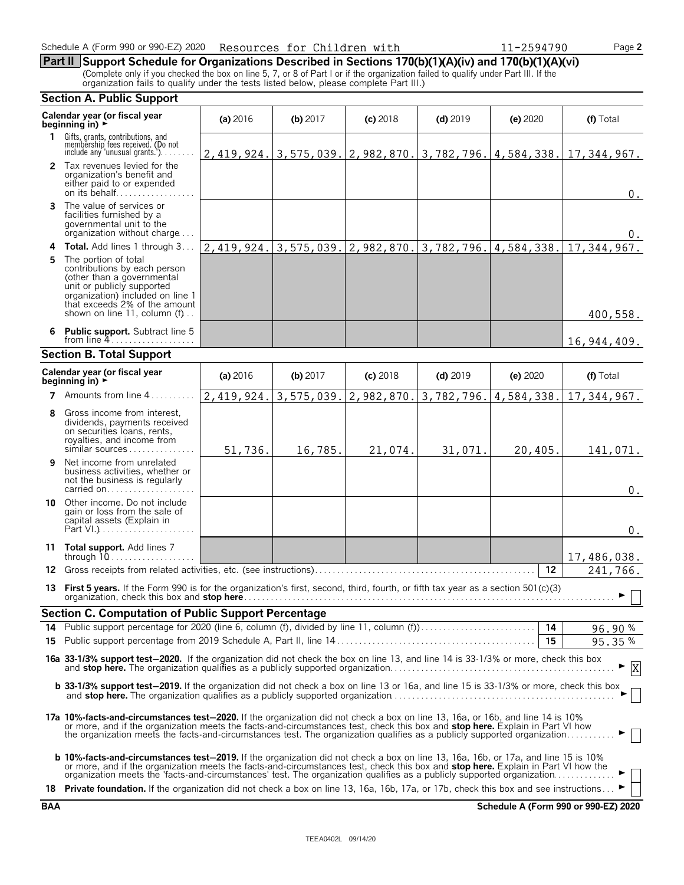Schedule A (Form 990 or 990-EZ) 2020 Resources for Children with 11-2594790

## Part II Support Schedule for Organizations Described in Sections 170(b)(1)(A)(iv) and 170(b)(1)(A)(vi)

(Complete only if you checked the box on line 5, 7, or 8 of Part I or if the organization failed to qualify under Part III. If the organization fails to qualify under the tests listed below, please complete Part III.)

### Section A. Public Support

| Calendar year (or fiscal year beginning in) ► | (a) 2016 | (b) 2017 | (c) 2018 | (d) 2019 | (e) 2020 | (f) Total |
|---|---|---|---|---|---|---|
| 1 Gifts, grants, contributions, and membership fees received. (Do not include any 'unusual grants.') | 2,419,924. | 3,575,039. | 2,982,870. | 3,782,796. | 4,584,338. | 17,344,967. |
| 2 Tax revenues levied for the organization's benefit and either paid to or expended on its behalf | | | | | | 0. |
| 3 The value of services or facilities furnished by a governmental unit to the organization without charge | | | | | | 0. |
| 4 Total. Add lines 1 through 3 | 2,419,924. | 3,575,039. | 2,982,870. | 3,782,796. | 4,584,338. | 17,344,967. |
| 5 The portion of total contributions by each person (other than a governmental unit or publicly supported organization) included on line 1 that exceeds 2% of the amount shown on line 11, column (f) | | | | | | 400,558. |
| 6 Public support. Subtract line 5 from line 4 | | | | | | 16,944,409. |

### Section B. Total Support

| Calendar year (or fiscal year beginning in) ► | (a) 2016 | (b) 2017 | (c) 2018 | (d) 2019 | (e) 2020 | (f) Total |
|---|---|---|---|---|---|---|
| 7 Amounts from line 4 | 2,419,924. | 3,575,039. | 2,982,870. | 3,782,796. | 4,584,338. | 17,344,967. |
| 8 Gross income from interest, dividends, payments received on securities loans, rents, royalties, and income from similar sources | 51,736. | 16,785. | 21,074. | 31,071. | 20,405. | 141,071. |
| 9 Net income from unrelated business activities, whether or not the business is regularly carried on | | | | | | 0. |
| 10 Other income. Do not include gain or loss from the sale of capital assets (Explain in Part VI.) | | | | | | 0. |
| 11 Total support. Add lines 7 through 10 | | | | | | 17,486,038. |

12 Gross receipts from related activities, etc. (see instructions) — 12 — 241,766.

13 **First 5 years.** If the Form 990 is for the organization's first, second, third, fourth, or fifth tax year as a section 501(c)(3) organization, check this box and **stop here** ► ☐

### Section C. Computation of Public Support Percentage

14 Public support percentage for 2020 (line 6, column (f), divided by line 11, column (f)) — 14 — 96.90 %

15 Public support percentage from 2019 Schedule A, Part II, line 14 — 15 — 95.35 %

**16a 33-1/3% support test–2020.** If the organization did not check the box on line 13, and line 14 is 33-1/3% or more, check this box and **stop here.** The organization qualifies as a publicly supported organization ► ☒

**b 33-1/3% support test–2019.** If the organization did not check a box on line 13 or 16a, and line 15 is 33-1/3% or more, check this box and **stop here.** The organization qualifies as a publicly supported organization ► ☐

**17a 10%-facts-and-circumstances test–2020.** If the organization did not check a box on line 13, 16a, or 16b, and line 14 is 10% or more, and if the organization meets the facts-and-circumstances test, check this box and **stop here.** Explain in Part VI how the organization meets the facts-and-circumstances test. The organization qualifies as a publicly supported organization ► ☐

**b 10%-facts-and-circumstances test–2019.** If the organization did not check a box on line 13, 16a, 16b, or 17a, and line 15 is 10% or more, and if the organization meets the facts-and-circumstances test, check this box and **stop here.** Explain in Part VI how the organization meets the 'facts-and-circumstances' test. The organization qualifies as a publicly supported organization ► ☐

18 **Private foundation.** If the organization did not check a box on line 13, 16a, 16b, 17a, or 17b, check this box and see instructions ► ☐

BAA Schedule A (Form 990 or 990-EZ) 2020

TEEA0402L 09/14/20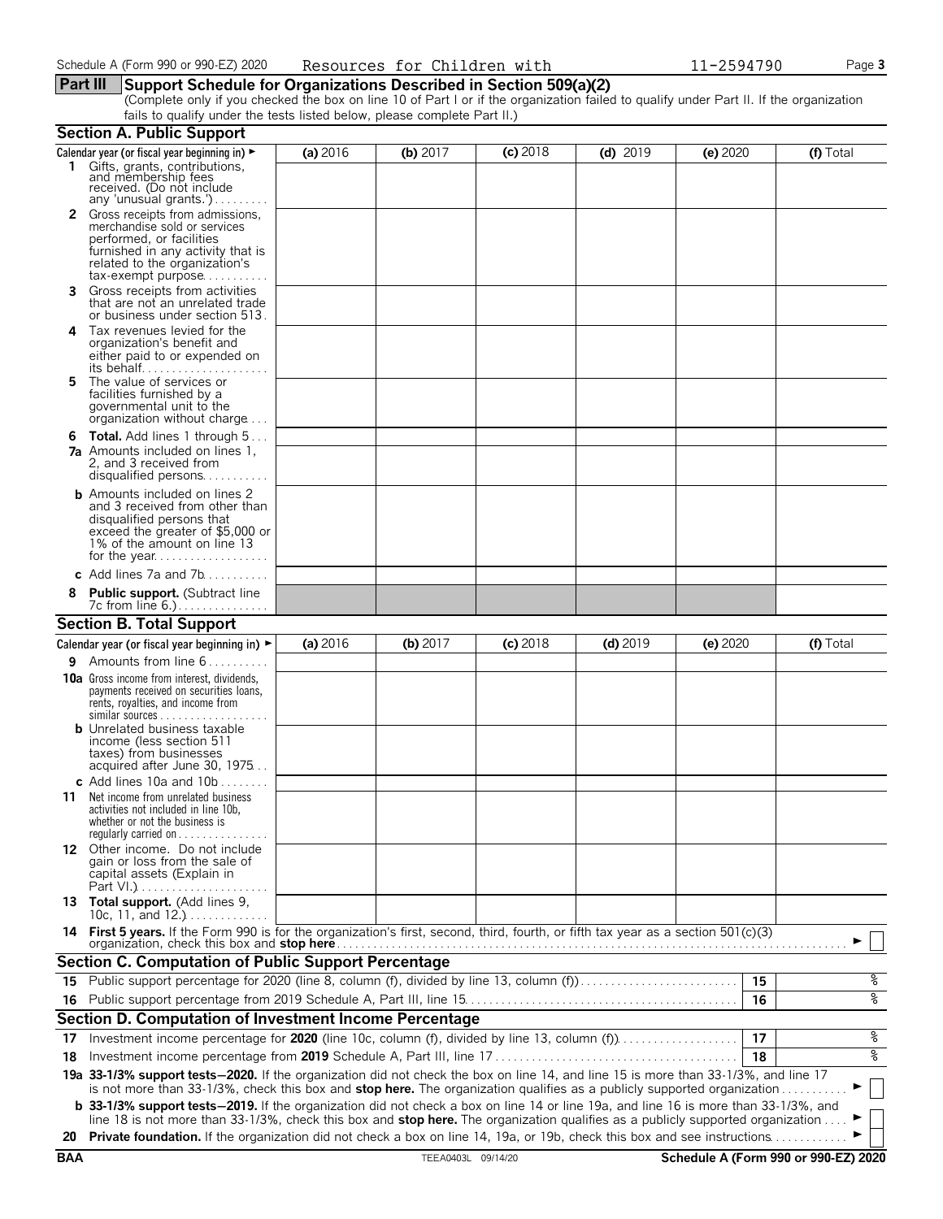Schedule A (Form 990 or 990-EZ) 2020 Resources for Children with 11-2594790

## Part III Support Schedule for Organizations Described in Section 509(a)(2)

(Complete only if you checked the box on line 10 of Part I or if the organization failed to qualify under Part II. If the organization fails to qualify under the tests listed below, please complete Part II.)

### Section A. Public Support

| Calendar year (or fiscal year beginning in) ► | (a) 2016 | (b) 2017 | (c) 2018 | (d) 2019 | (e) 2020 | (f) Total |
|---|---|---|---|---|---|---|
| **1** Gifts, grants, contributions, and membership fees received. (Do not include any 'unusual grants.') | | | | | | |
| **2** Gross receipts from admissions, merchandise sold or services performed, or facilities furnished in any activity that is related to the organization's tax-exempt purpose | | | | | | |
| **3** Gross receipts from activities that are not an unrelated trade or business under section 513 | | | | | | |
| **4** Tax revenues levied for the organization's benefit and either paid to or expended on its behalf | | | | | | |
| **5** The value of services or facilities furnished by a governmental unit to the organization without charge | | | | | | |
| **6 Total.** Add lines 1 through 5 | | | | | | |
| **7a** Amounts included on lines 1, 2, and 3 received from disqualified persons | | | | | | |
| **b** Amounts included on lines 2 and 3 received from other than disqualified persons that exceed the greater of $5,000 or 1% of the amount on line 13 for the year | | | | | | |
| **c** Add lines 7a and 7b | | | | | | |
| **8 Public support.** (Subtract line 7c from line 6.) | | | | | | |

### Section B. Total Support

| Calendar year (or fiscal year beginning in) ► | (a) 2016 | (b) 2017 | (c) 2018 | (d) 2019 | (e) 2020 | (f) Total |
|---|---|---|---|---|---|---|
| **9** Amounts from line 6 | | | | | | |
| **10a** Gross income from interest, dividends, payments received on securities loans, rents, royalties, and income from similar sources | | | | | | |
| **b** Unrelated business taxable income (less section 511 taxes) from businesses acquired after June 30, 1975 | | | | | | |
| **c** Add lines 10a and 10b | | | | | | |
| **11** Net income from unrelated business activities not included in line 10b, whether or not the business is regularly carried on | | | | | | |
| **12** Other income. Do not include gain or loss from the sale of capital assets (Explain in Part VI.) | | | | | | |
| **13 Total support.** (Add lines 9, 10c, 11, and 12.) | | | | | | |

**14 First 5 years.** If the Form 990 is for the organization's first, second, third, fourth, or fifth tax year as a section 501(c)(3) organization, check this box and **stop here** ► ☐

### Section C. Computation of Public Support Percentage

| | | | |
|---|---|---|---|
| **15** | Public support percentage for 2020 (line 8, column (f), divided by line 13, column (f)) | 15 | % |
| **16** | Public support percentage from 2019 Schedule A, Part III, line 15 | 16 | % |

### Section D. Computation of Investment Income Percentage

| | | | |
|---|---|---|---|
| **17** | Investment income percentage for **2020** (line 10c, column (f), divided by line 13, column (f)) | 17 | % |
| **18** | Investment income percentage from **2019** Schedule A, Part III, line 17 | 18 | % |

**19a 33-1/3% support tests–2020.** If the organization did not check the box on line 14, and line 15 is more than 33-1/3%, and line 17 is not more than 33-1/3%, check this box and **stop here.** The organization qualifies as a publicly supported organization ► ☐

**b 33-1/3% support tests–2019.** If the organization did not check a box on line 14 or line 19a, and line 16 is more than 33-1/3%, and line 18 is not more than 33-1/3%, check this box and **stop here.** The organization qualifies as a publicly supported organization ► ☐

**20 Private foundation.** If the organization did not check a box on line 14, 19a, or 19b, check this box and see instructions ► ☐

BAA TEEA0403L 09/14/20 Schedule A (Form 990 or 990-EZ) 2020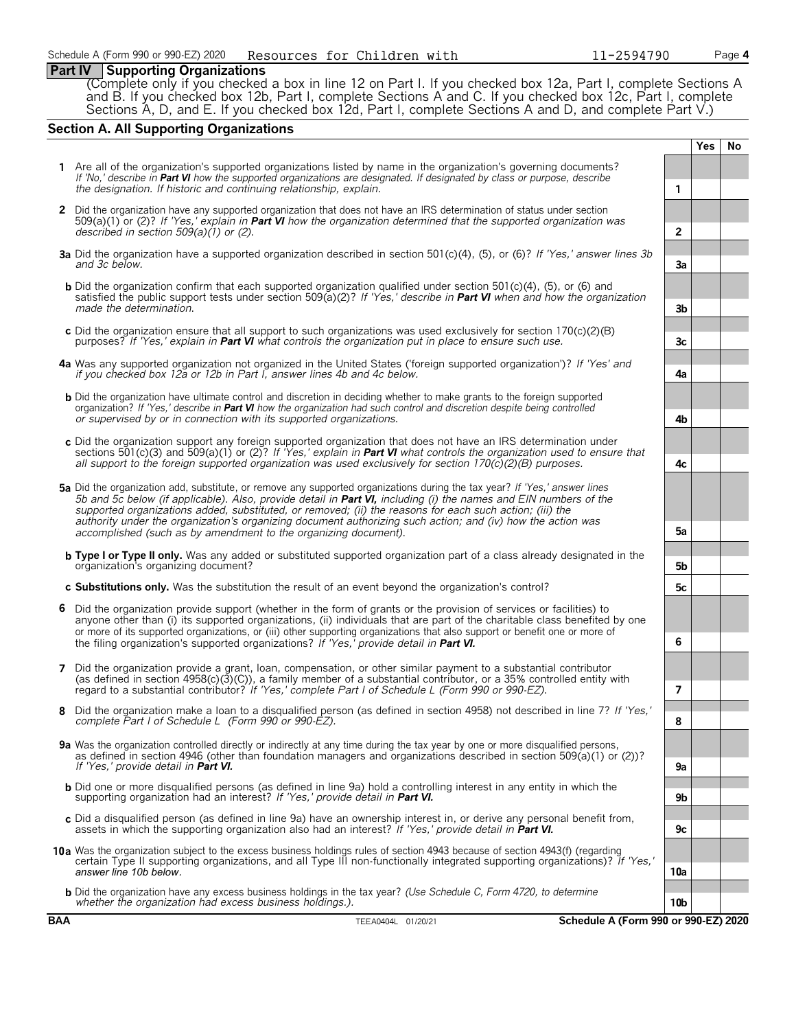Schedule A (Form 990 or 990-EZ) 2020 Resources for Children with 11-2594790

## Part IV Supporting Organizations

(Complete only if you checked a box in line 12 on Part I. If you checked box 12a, Part I, complete Sections A and B. If you checked box 12b, Part I, complete Sections A and C. If you checked box 12c, Part I, complete Sections A, D, and E. If you checked box 12d, Part I, complete Sections A and D, and complete Part V.)

### Section A. All Supporting Organizations

| | | | Yes | No |
|---|---|---|---|---|
| **1** | Are all of the organization's supported organizations listed by name in the organization's governing documents? *If 'No,' describe in **Part VI** how the supported organizations are designated. If designated by class or purpose, describe the designation. If historic and continuing relationship, explain.* | 1 | | |
| **2** | Did the organization have any supported organization that does not have an IRS determination of status under section 509(a)(1) or (2)? *If 'Yes,' explain in **Part VI** how the organization determined that the supported organization was described in section 509(a)(1) or (2).* | 2 | | |
| **3a** | Did the organization have a supported organization described in section 501(c)(4), (5), or (6)? *If 'Yes,' answer lines 3b and 3c below.* | 3a | | |
| **b** | Did the organization confirm that each supported organization qualified under section 501(c)(4), (5), or (6) and satisfied the public support tests under section 509(a)(2)? *If 'Yes,' describe in **Part VI** when and how the organization made the determination.* | 3b | | |
| **c** | Did the organization ensure that all support to such organizations was used exclusively for section 170(c)(2)(B) purposes? *If 'Yes,' explain in **Part VI** what controls the organization put in place to ensure such use.* | 3c | | |
| **4a** | Was any supported organization not organized in the United States ('foreign supported organization')? *If 'Yes' and if you checked box 12a or 12b in Part I, answer lines 4b and 4c below.* | 4a | | |
| **b** | Did the organization have ultimate control and discretion in deciding whether to make grants to the foreign supported organization? *If 'Yes,' describe in **Part VI** how the organization had such control and discretion despite being controlled or supervised by or in connection with its supported organizations.* | 4b | | |
| **c** | Did the organization support any foreign supported organization that does not have an IRS determination under sections 501(c)(3) and 509(a)(1) or (2)? *If 'Yes,' explain in **Part VI** what controls the organization used to ensure that all support to the foreign supported organization was used exclusively for section 170(c)(2)(B) purposes.* | 4c | | |
| **5a** | Did the organization add, substitute, or remove any supported organizations during the tax year? *If 'Yes,' answer lines 5b and 5c below (if applicable). Also, provide detail in **Part VI,** including (i) the names and EIN numbers of the supported organizations added, substituted, or removed; (ii) the reasons for each such action; (iii) the authority under the organization's organizing document authorizing such action; and (iv) how the action was accomplished (such as by amendment to the organizing document).* | 5a | | |
| **b** | **Type I or Type II only.** Was any added or substituted supported organization part of a class already designated in the organization's organizing document? | 5b | | |
| **c** | **Substitutions only.** Was the substitution the result of an event beyond the organization's control? | 5c | | |
| **6** | Did the organization provide support (whether in the form of grants or the provision of services or facilities) to anyone other than (i) its supported organizations, (ii) individuals that are part of the charitable class benefited by one or more of its supported organizations, or (iii) other supporting organizations that also support or benefit one or more of the filing organization's supported organizations? *If 'Yes,' provide detail in **Part VI.*** | 6 | | |
| **7** | Did the organization provide a grant, loan, compensation, or other similar payment to a substantial contributor (as defined in section 4958(c)(3)(C)), a family member of a substantial contributor, or a 35% controlled entity with regard to a substantial contributor? *If 'Yes,' complete Part I of Schedule L (Form 990 or 990-EZ).* | 7 | | |
| **8** | Did the organization make a loan to a disqualified person (as defined in section 4958) not described in line 7? *If 'Yes,' complete Part I of Schedule L (Form 990 or 990-EZ).* | 8 | | |
| **9a** | Was the organization controlled directly or indirectly at any time during the tax year by one or more disqualified persons, as defined in section 4946 (other than foundation managers and organizations described in section 509(a)(1) or (2))? *If 'Yes,' provide detail in **Part VI.*** | 9a | | |
| **b** | Did one or more disqualified persons (as defined in line 9a) hold a controlling interest in any entity in which the supporting organization had an interest? *If 'Yes,' provide detail in **Part VI.*** | 9b | | |
| **c** | Did a disqualified person (as defined in line 9a) have an ownership interest in, or derive any personal benefit from, assets in which the supporting organization also had an interest? *If 'Yes,' provide detail in **Part VI.*** | 9c | | |
| **10a** | Was the organization subject to the excess business holdings rules of section 4943 because of section 4943(f) (regarding certain Type II supporting organizations, and all Type III non-functionally integrated supporting organizations)? *If 'Yes,' answer line 10b below.* | 10a | | |
| **b** | Did the organization have any excess business holdings in the tax year? *(Use Schedule C, Form 4720, to determine whether the organization had excess business holdings.).* | 10b | | |

**BAA** TEEA0404L 01/20/21 **Schedule A (Form 990 or 990-EZ) 2020**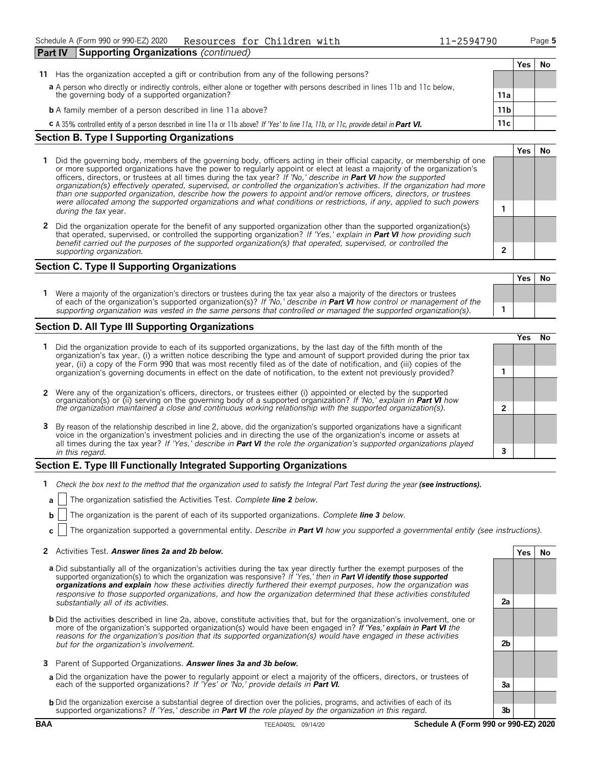Schedule A (Form 990 or 990-EZ) 2020 Resources for Children with 11-2594790 Page 5

## Part IV Supporting Organizations *(continued)*

| | | Yes | No |
|---|---|---|---|
| **11** Has the organization accepted a gift or contribution from any of the following persons? | | | |
| **a** A person who directly or indirectly controls, either alone or together with persons described in lines 11b and 11c below, the governing body of a supported organization? | 11a | | |
| **b** A family member of a person described in line 11a above? | 11b | | |
| **c** A 35% controlled entity of a person described in line 11a or 11b above? *If 'Yes' to line 11a, 11b, or 11c, provide detail in* ***Part VI.*** | 11c | | |

### Section B. Type I Supporting Organizations

| | | Yes | No |
|---|---|---|---|
| **1** Did the governing body, members of the governing body, officers acting in their official capacity, or membership of one or more supported organizations have the power to regularly appoint or elect at least a majority of the organization's officers, directors, or trustees at all times during the tax year? *If 'No,' describe in* ***Part VI*** *how the supported organization(s) effectively operated, supervised, or controlled the organization's activities. If the organization had more than one supported organization, describe how the powers to appoint and/or remove officers, directors, or trustees were allocated among the supported organizations and what conditions or restrictions, if any, applied to such powers during the tax* year. | 1 | | |
| **2** Did the organization operate for the benefit of any supported organization other than the supported organization(s) that operated, supervised, or controlled the supporting organization? *If 'Yes,' explain in* ***Part VI*** *how providing such benefit carried out the purposes of the supported organization(s) that operated, supervised, or controlled the supporting organization.* | 2 | | |

### Section C. Type II Supporting Organizations

| | | Yes | No |
|---|---|---|---|
| **1** Were a majority of the organization's directors or trustees during the tax year also a majority of the directors or trustees of each of the organization's supported organization(s)? *If 'No,' describe in* ***Part VI*** *how control or management of the supporting organization was vested in the same persons that controlled or managed the supported organization(s).* | 1 | | |

### Section D. All Type III Supporting Organizations

| | | Yes | No |
|---|---|---|---|
| **1** Did the organization provide to each of its supported organizations, by the last day of the fifth month of the organization's tax year, (i) a written notice describing the type and amount of support provided during the prior tax year, (ii) a copy of the Form 990 that was most recently filed as of the date of notification, and (iii) copies of the organization's governing documents in effect on the date of notification, to the extent not previously provided? | 1 | | |
| **2** Were any of the organization's officers, directors, or trustees either (i) appointed or elected by the supported organization(s) or (ii) serving on the governing body of a supported organization? *If 'No,' explain in* ***Part VI*** *how the organization maintained a close and continuous working relationship with the supported organization(s).* | 2 | | |
| **3** By reason of the relationship described in line 2, above, did the organization's supported organizations have a significant voice in the organization's investment policies and in directing the use of the organization's income or assets at all times during the tax year? *If 'Yes,' describe in* ***Part VI*** *the role the organization's supported organizations played in this regard.* | 3 | | |

### Section E. Type III Functionally Integrated Supporting Organizations

**1** *Check the box next to the method that the organization used to satisfy the Integral Part Test during the year* ***(see instructions).***

**a** ☐ The organization satisfied the Activities Test. *Complete* ***line 2*** *below.*

**b** ☐ The organization is the parent of each of its supported organizations. *Complete* ***line 3*** *below.*

**c** ☐ The organization supported a governmental entity. *Describe in* ***Part VI*** *how you supported a governmental entity (see instructions).*

| | | Yes | No |
|---|---|---|---|
| **2** Activities Test. ***Answer lines 2a and 2b below.*** | | | |
| **a** Did substantially all of the organization's activities during the tax year directly further the exempt purposes of the supported organization(s) to which the organization was responsive? *If 'Yes,' then in* ***Part VI identify those supported organizations and explain*** *how these activities directly furthered their exempt purposes, how the organization was responsive to those supported organizations, and how the organization determined that these activities constituted substantially all of its activities.* | 2a | | |
| **b** Did the activities described in line 2a, above, constitute activities that, but for the organization's involvement, one or more of the organization's supported organization(s) would have been engaged in? *If 'Yes,' explain in* ***Part VI*** *the reasons for the organization's position that its supported organization(s) would have engaged in these activities but for the organization's involvement.* | 2b | | |
| **3** Parent of Supported Organizations. ***Answer lines 3a and 3b below.*** | | | |
| **a** Did the organization have the power to regularly appoint or elect a majority of the officers, directors, or trustees of each of the supported organizations? *If 'Yes' or 'No,' provide details in* ***Part VI.*** | 3a | | |
| **b** Did the organization exercise a substantial degree of direction over the policies, programs, and activities of each of its supported organizations? *If 'Yes,' describe in* ***Part VI*** *the role played by the organization in this regard.* | 3b | | |

BAA TEEA0405L 09/14/20 **Schedule A (Form 990 or 990-EZ) 2020**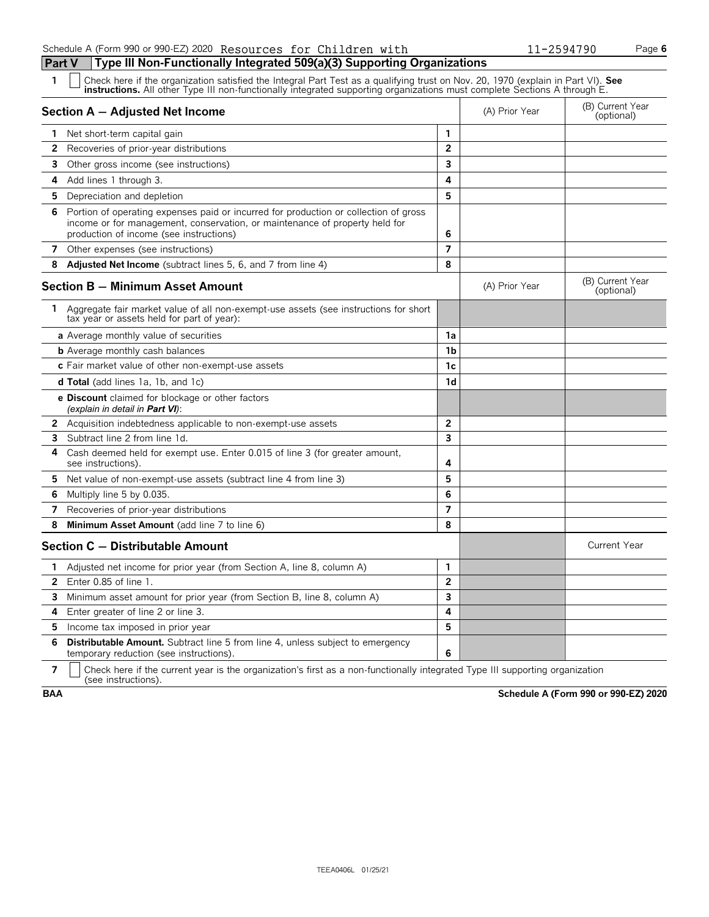Schedule A (Form 990 or 990-EZ) 2020 Resources for Children with 11-2594790

## Part V Type III Non-Functionally Integrated 509(a)(3) Supporting Organizations

**1** ☐ Check here if the organization satisfied the Integral Part Test as a qualifying trust on Nov. 20, 1970 (explain in Part VI). **See instructions.** All other Type III non-functionally integrated supporting organizations must complete Sections A through E.

| Section A — Adjusted Net Income | | (A) Prior Year | (B) Current Year (optional) |
|---|---|---|---|
| **1** Net short-term capital gain | 1 | | |
| **2** Recoveries of prior-year distributions | 2 | | |
| **3** Other gross income (see instructions) | 3 | | |
| **4** Add lines 1 through 3. | 4 | | |
| **5** Depreciation and depletion | 5 | | |
| **6** Portion of operating expenses paid or incurred for production or collection of gross income or for management, conservation, or maintenance of property held for production of income (see instructions) | 6 | | |
| **7** Other expenses (see instructions) | 7 | | |
| **8** **Adjusted Net Income** (subtract lines 5, 6, and 7 from line 4) | 8 | | |

| Section B — Minimum Asset Amount | | (A) Prior Year | (B) Current Year (optional) |
|---|---|---|---|
| **1** Aggregate fair market value of all non-exempt-use assets (see instructions for short tax year or assets held for part of year): | | | |
| **a** Average monthly value of securities | 1a | | |
| **b** Average monthly cash balances | 1b | | |
| **c** Fair market value of other non-exempt-use assets | 1c | | |
| **d Total** (add lines 1a, 1b, and 1c) | 1d | | |
| **e Discount** claimed for blockage or other factors *(explain in detail in **Part VI**)*: | | | |
| **2** Acquisition indebtedness applicable to non-exempt-use assets | 2 | | |
| **3** Subtract line 2 from line 1d. | 3 | | |
| **4** Cash deemed held for exempt use. Enter 0.015 of line 3 (for greater amount, see instructions). | 4 | | |
| **5** Net value of non-exempt-use assets (subtract line 4 from line 3) | 5 | | |
| **6** Multiply line 5 by 0.035. | 6 | | |
| **7** Recoveries of prior-year distributions | 7 | | |
| **8** **Minimum Asset Amount** (add line 7 to line 6) | 8 | | |

| Section C — Distributable Amount | | | Current Year |
|---|---|---|---|
| **1** Adjusted net income for prior year (from Section A, line 8, column A) | 1 | | |
| **2** Enter 0.85 of line 1. | 2 | | |
| **3** Minimum asset amount for prior year (from Section B, line 8, column A) | 3 | | |
| **4** Enter greater of line 2 or line 3. | 4 | | |
| **5** Income tax imposed in prior year | 5 | | |
| **6** **Distributable Amount.** Subtract line 5 from line 4, unless subject to emergency temporary reduction (see instructions). | 6 | | |

**7** ☐ Check here if the current year is the organization's first as a non-functionally integrated Type III supporting organization (see instructions).

**BAA** **Schedule A (Form 990 or 990-EZ) 2020**

TEEA0406L 01/25/21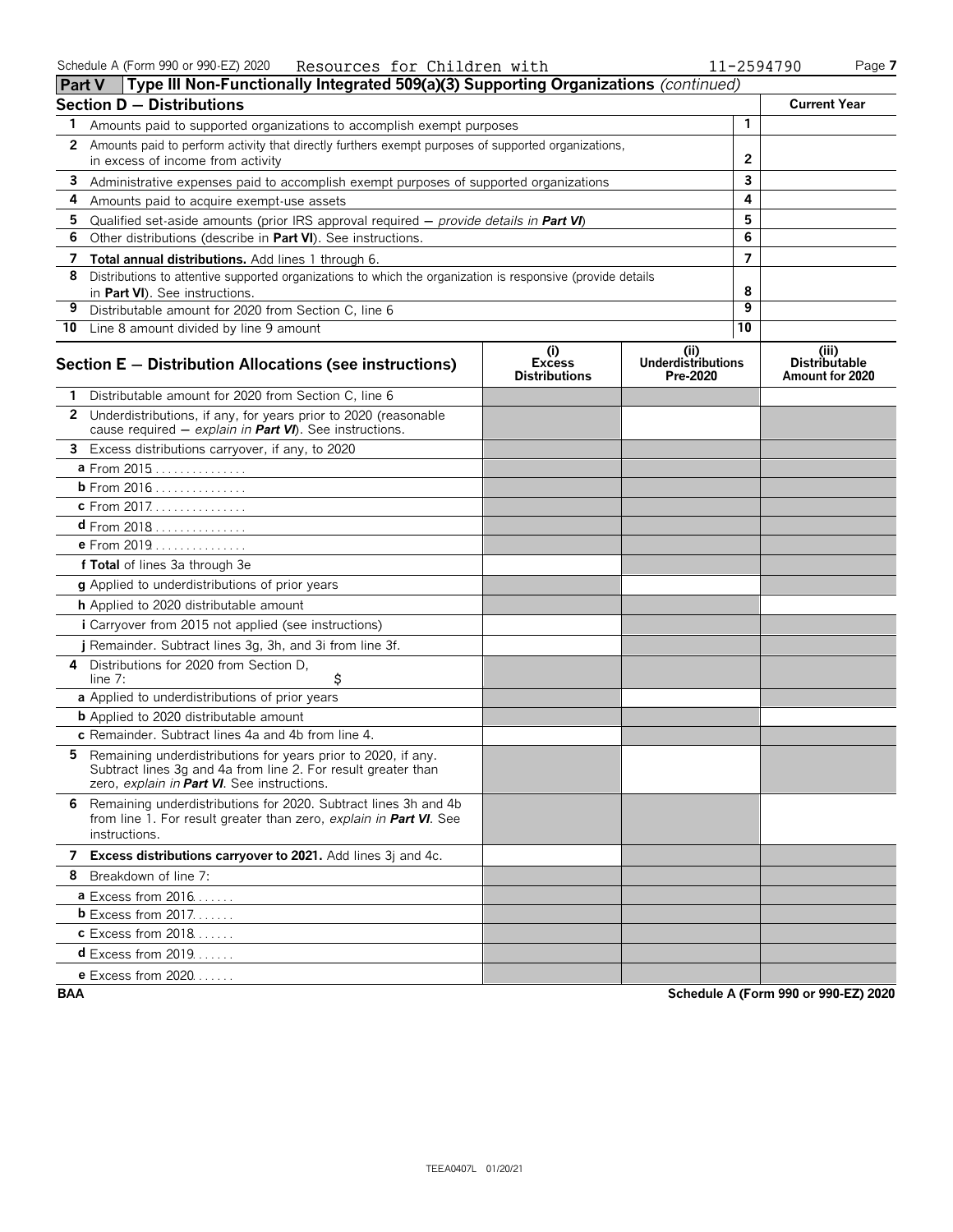Schedule A (Form 990 or 990-EZ) 2020 Resources for Children with 11-2594790

## Part V Type III Non-Functionally Integrated 509(a)(3) Supporting Organizations *(continued)*

### Section D — Distributions

| | | | Current Year |
|---|---|---|---|
| 1 | Amounts paid to supported organizations to accomplish exempt purposes | 1 | |
| 2 | Amounts paid to perform activity that directly furthers exempt purposes of supported organizations, in excess of income from activity | 2 | |
| 3 | Administrative expenses paid to accomplish exempt purposes of supported organizations | 3 | |
| 4 | Amounts paid to acquire exempt-use assets | 4 | |
| 5 | Qualified set-aside amounts (prior IRS approval required — *provide details in* **Part VI**) | 5 | |
| 6 | Other distributions (describe in **Part VI**). See instructions. | 6 | |
| 7 | **Total annual distributions.** Add lines 1 through 6. | 7 | |
| 8 | Distributions to attentive supported organizations to which the organization is responsive (provide details in **Part VI**). See instructions. | 8 | |
| 9 | Distributable amount for 2020 from Section C, line 6 | 9 | |
| 10 | Line 8 amount divided by line 9 amount | 10 | |

### Section E — Distribution Allocations (see instructions)

| | (i) Excess Distributions | (ii) Underdistributions Pre-2020 | (iii) Distributable Amount for 2020 |
|---|---|---|---|
| **1** Distributable amount for 2020 from Section C, line 6 | | | |
| **2** Underdistributions, if any, for years prior to 2020 (reasonable cause required — *explain in* **Part VI**). See instructions. | | | |
| **3** Excess distributions carryover, if any, to 2020 | | | |
| **a** From 2015 | | | |
| **b** From 2016 | | | |
| **c** From 2017 | | | |
| **d** From 2018 | | | |
| **e** From 2019 | | | |
| **f Total** of lines 3a through 3e | | | |
| **g** Applied to underdistributions of prior years | | | |
| **h** Applied to 2020 distributable amount | | | |
| **i** Carryover from 2015 not applied (see instructions) | | | |
| **j** Remainder. Subtract lines 3g, 3h, and 3i from line 3f. | | | |
| **4** Distributions for 2020 from Section D, line 7: $ | | | |
| **a** Applied to underdistributions of prior years | | | |
| **b** Applied to 2020 distributable amount | | | |
| **c** Remainder. Subtract lines 4a and 4b from line 4. | | | |
| **5** Remaining underdistributions for years prior to 2020, if any. Subtract lines 3g and 4a from line 2. For result greater than zero, *explain in* **Part VI**. See instructions. | | | |
| **6** Remaining underdistributions for 2020. Subtract lines 3h and 4b from line 1. For result greater than zero, *explain in* **Part VI**. See instructions. | | | |
| **7 Excess distributions carryover to 2021.** Add lines 3j and 4c. | | | |
| **8** Breakdown of line 7: | | | |
| **a** Excess from 2016 | | | |
| **b** Excess from 2017 | | | |
| **c** Excess from 2018 | | | |
| **d** Excess from 2019 | | | |
| **e** Excess from 2020 | | | |

BAA Schedule A (Form 990 or 990-EZ) 2020

TEEA0407L 01/20/21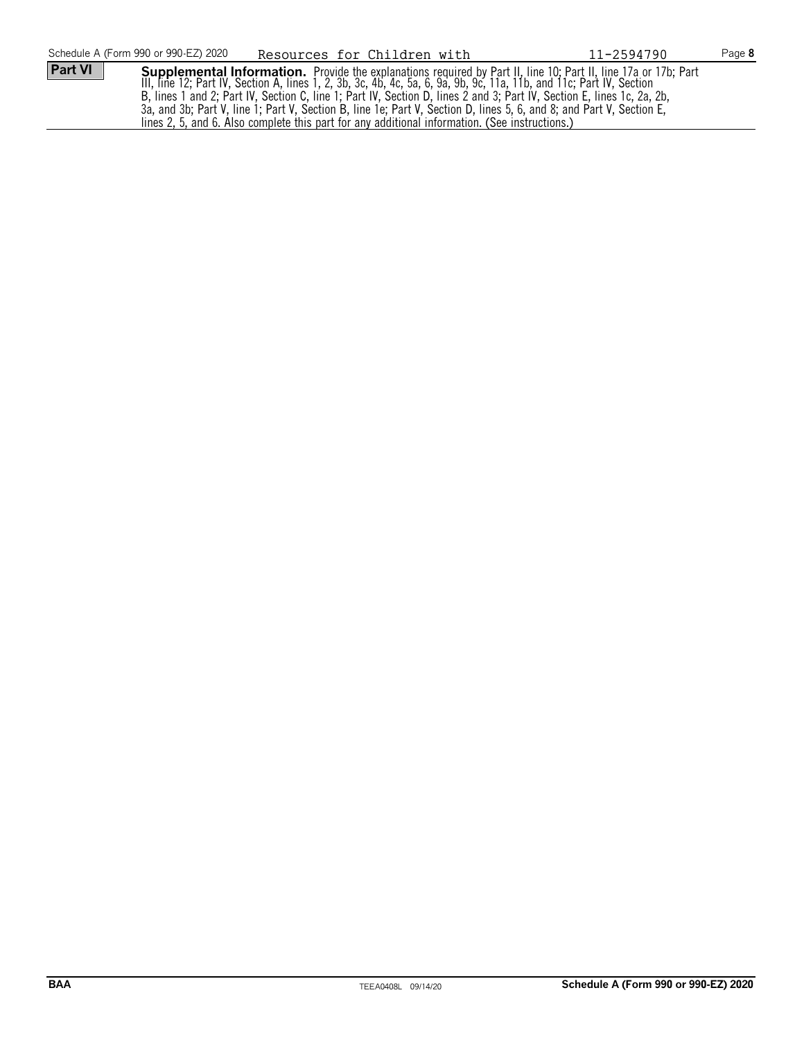**Part VI** **Supplemental Information.** Provide the explanations required by Part II, line 10; Part II, line 17a or 17b; Part III, line 12; Part IV, Section A, lines 1, 2, 3b, 3c, 4b, 4c, 5a, 6, 9a, 9b, 9c, 11a, 11b, and 11c; Part IV, Section B, lines 1 and 2; Part IV, Section C, line 1; Part IV, Section D, lines 2 and 3; Part IV, Section E, lines 1c, 2a, 2b, 3a, and 3b; Part V, line 1; Part V, Section B, line 1e; Part V, Section D, lines 5, 6, and 8; and Part V, Section E, lines 2, 5, and 6. Also complete this part for any additional information. (See instructions.)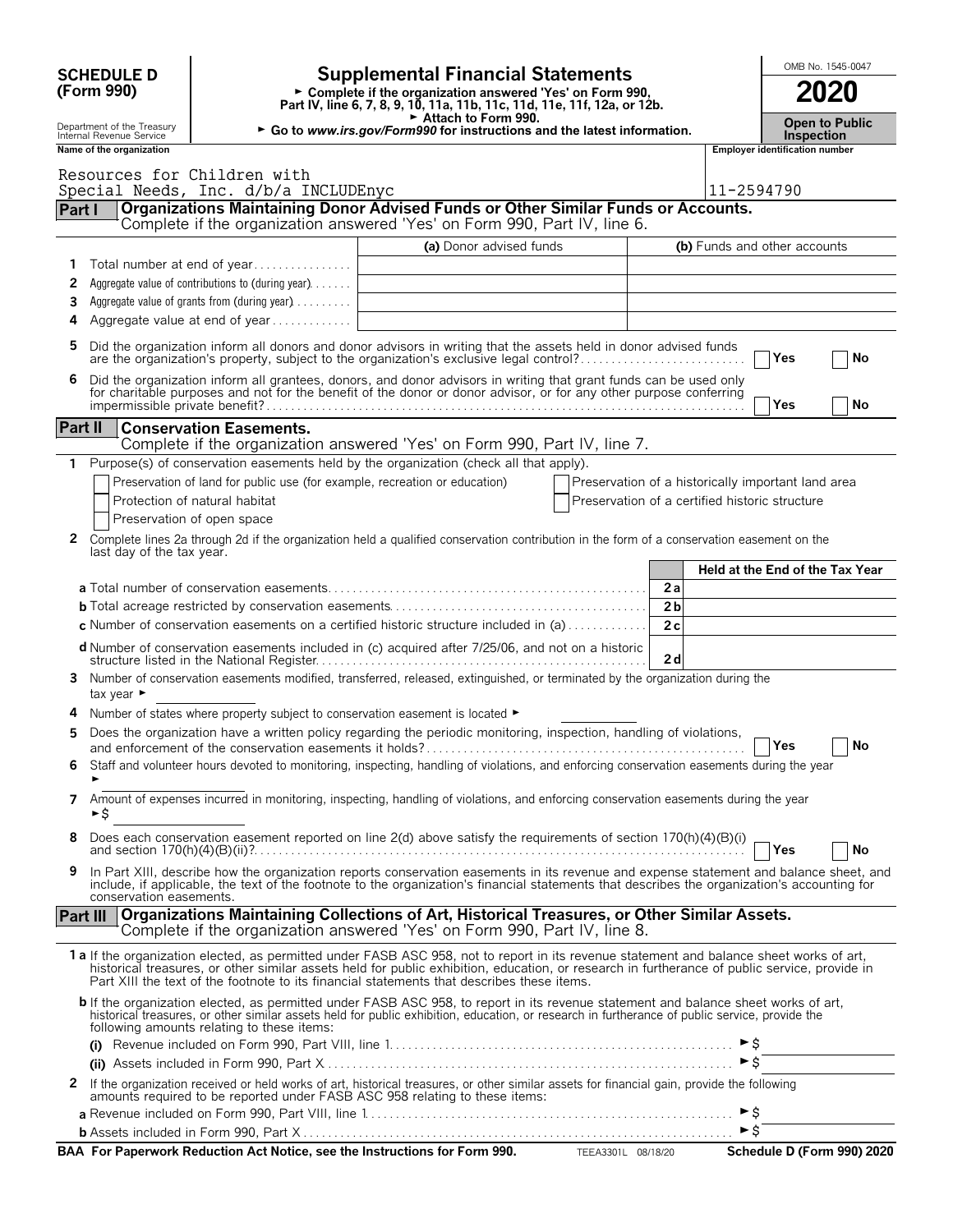# SCHEDULE D (Form 990)

Department of the Treasury
Internal Revenue Service

## Supplemental Financial Statements

► Complete if the organization answered 'Yes' on Form 990, Part IV, line 6, 7, 8, 9, 10, 11a, 11b, 11c, 11d, 11e, 11f, 12a, or 12b.
► Attach to Form 990.
► Go to *www.irs.gov/Form990* for instructions and the latest information.

OMB No. 1545-0047

**2020**

**Open to Public Inspection**

Name of the organization: Resources for Children with Special Needs, Inc. d/b/a INCLUDEnyc

Employer identification number: 11-2594790

## Part I Organizations Maintaining Donor Advised Funds or Other Similar Funds or Accounts.

Complete if the organization answered 'Yes' on Form 990, Part IV, line 6.

| | | (a) Donor advised funds | (b) Funds and other accounts |
|---|---|---|---|
| 1 | Total number at end of year | | |
| 2 | Aggregate value of contributions to (during year) | | |
| 3 | Aggregate value of grants from (during year) | | |
| 4 | Aggregate value at end of year | | |

5 Did the organization inform all donors and donor advisors in writing that the assets held in donor advised funds are the organization's property, subject to the organization's exclusive legal control? ☐ Yes ☐ No

6 Did the organization inform all grantees, donors, and donor advisors in writing that grant funds can be used only for charitable purposes and not for the benefit of the donor or donor advisor, or for any other purpose conferring impermissible private benefit? ☐ Yes ☐ No

## Part II Conservation Easements.

Complete if the organization answered 'Yes' on Form 990, Part IV, line 7.

1 Purpose(s) of conservation easements held by the organization (check all that apply).

- ☐ Preservation of land for public use (for example, recreation or education)
- ☐ Protection of natural habitat
- ☐ Preservation of open space
- ☐ Preservation of a historically important land area
- ☐ Preservation of a certified historic structure

2 Complete lines 2a through 2d if the organization held a qualified conservation contribution in the form of a conservation easement on the last day of the tax year.

| | | Held at the End of the Tax Year |
|---|---|---|
| a Total number of conservation easements | 2a | |
| b Total acreage restricted by conservation easements | 2b | |
| c Number of conservation easements on a certified historic structure included in (a) | 2c | |
| d Number of conservation easements included in (c) acquired after 7/25/06, and not on a historic structure listed in the National Register | 2d | |

3 Number of conservation easements modified, transferred, released, extinguished, or terminated by the organization during the tax year ►

4 Number of states where property subject to conservation easement is located ►

5 Does the organization have a written policy regarding the periodic monitoring, inspection, handling of violations, and enforcement of the conservation easements it holds? ☐ Yes ☐ No

6 Staff and volunteer hours devoted to monitoring, inspecting, handling of violations, and enforcing conservation easements during the year ►

7 Amount of expenses incurred in monitoring, inspecting, handling of violations, and enforcing conservation easements during the year ►$

8 Does each conservation easement reported on line 2(d) above satisfy the requirements of section 170(h)(4)(B)(i) and section 170(h)(4)(B)(ii)? ☐ Yes ☐ No

9 In Part XIII, describe how the organization reports conservation easements in its revenue and expense statement and balance sheet, and include, if applicable, the text of the footnote to the organization's financial statements that describes the organization's accounting for conservation easements.

## Part III Organizations Maintaining Collections of Art, Historical Treasures, or Other Similar Assets.

Complete if the organization answered 'Yes' on Form 990, Part IV, line 8.

1a If the organization elected, as permitted under FASB ASC 958, not to report in its revenue statement and balance sheet works of art, historical treasures, or other similar assets held for public exhibition, education, or research in furtherance of public service, provide in Part XIII the text of the footnote to its financial statements that describes these items.

b If the organization elected, as permitted under FASB ASC 958, to report in its revenue statement and balance sheet works of art, historical treasures, or other similar assets held for public exhibition, education, or research in furtherance of public service, provide the following amounts relating to these items:

(i) Revenue included on Form 990, Part VIII, line 1 ►$

(ii) Assets included in Form 990, Part X ►$

2 If the organization received or held works of art, historical treasures, or other similar assets for financial gain, provide the following amounts required to be reported under FASB ASC 958 relating to these items:

a Revenue included on Form 990, Part VIII, line 1 ►$

b Assets included in Form 990, Part X ►$

BAA For Paperwork Reduction Act Notice, see the Instructions for Form 990. TEEA3301L 08/18/20 Schedule D (Form 990) 2020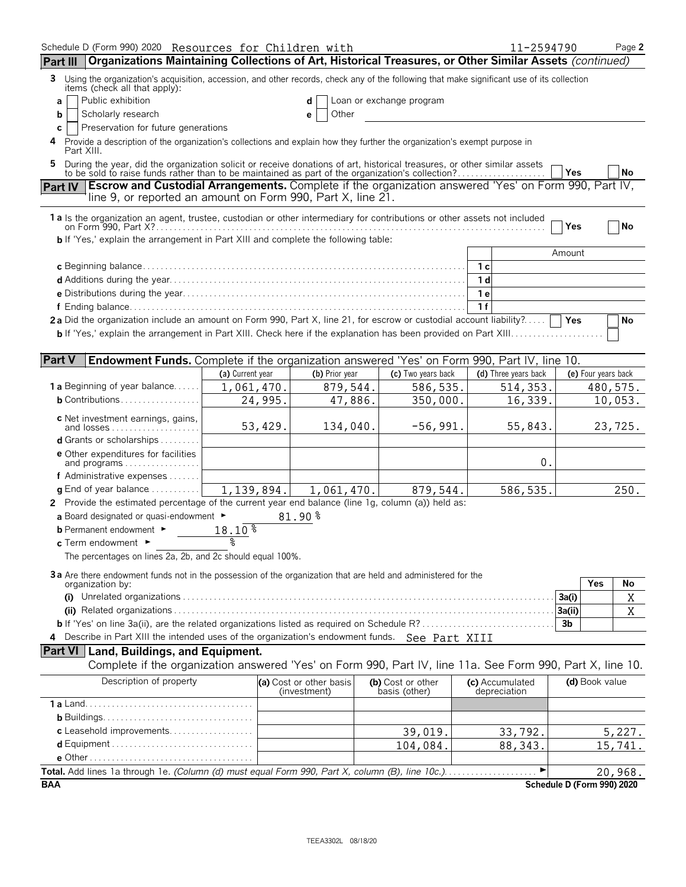Schedule D (Form 990) 2020 Resources for Children with 11-2594790 Page 2

## Part III Organizations Maintaining Collections of Art, Historical Treasures, or Other Similar Assets *(continued)*

**3** Using the organization's acquisition, accession, and other records, check any of the following that make significant use of its collection items (check all that apply):

- **a** ☐ Public exhibition
- **b** ☐ Scholarly research
- **c** ☐ Preservation for future generations
- **d** ☐ Loan or exchange program
- **e** ☐ Other

**4** Provide a description of the organization's collections and explain how they further the organization's exempt purpose in Part XIII.

**5** During the year, did the organization solicit or receive donations of art, historical treasures, or other similar assets to be sold to raise funds rather than to be maintained as part of the organization's collection? ☐ Yes ☐ No

## Part IV Escrow and Custodial Arrangements. Complete if the organization answered 'Yes' on Form 990, Part IV, line 9, or reported an amount on Form 990, Part X, line 21.

**1a** Is the organization an agent, trustee, custodian or other intermediary for contributions or other assets not included on Form 990, Part X? ☐ Yes ☐ No

**b** If 'Yes,' explain the arrangement in Part XIII and complete the following table:

| | | Amount |
|---|---|---|
| **c** Beginning balance | 1c | |
| **d** Additions during the year | 1d | |
| **e** Distributions during the year | 1e | |
| **f** Ending balance | 1f | |

**2a** Did the organization include an amount on Form 990, Part X, line 21, for escrow or custodial account liability? ☐ Yes ☐ No

**b** If 'Yes,' explain the arrangement in Part XIII. Check here if the explanation has been provided on Part XIII ☐

## Part V Endowment Funds. Complete if the organization answered 'Yes' on Form 990, Part IV, line 10.

| | (a) Current year | (b) Prior year | (c) Two years back | (d) Three years back | (e) Four years back |
|---|---|---|---|---|---|
| **1a** Beginning of year balance | 1,061,470. | 879,544. | 586,535. | 514,353. | 480,575. |
| **b** Contributions | 24,995. | 47,886. | 350,000. | 16,339. | 10,053. |
| **c** Net investment earnings, gains, and losses | 53,429. | 134,040. | -56,991. | 55,843. | 23,725. |
| **d** Grants or scholarships | | | | | |
| **e** Other expenditures for facilities and programs | | | | 0. | |
| **f** Administrative expenses | | | | | |
| **g** End of year balance | 1,139,894. | 1,061,470. | 879,544. | 586,535. | 250. |

**2** Provide the estimated percentage of the current year end balance (line 1g, column (a)) held as:

- **a** Board designated or quasi-endowment ► 81.90 %
- **b** Permanent endowment ► 18.10 %
- **c** Term endowment ► %

The percentages on lines 2a, 2b, and 2c should equal 100%.

**3a** Are there endowment funds not in the possession of the organization that are held and administered for the organization by:

| | | Yes | No |
|---|---|---|---|
| **(i)** Unrelated organizations | 3a(i) | | X |
| **(ii)** Related organizations | 3a(ii) | | X |
| **b** If 'Yes' on line 3a(ii), are the related organizations listed as required on Schedule R? | 3b | | |

**4** Describe in Part XIII the intended uses of the organization's endowment funds. See Part XIII

## Part VI Land, Buildings, and Equipment.

Complete if the organization answered 'Yes' on Form 990, Part IV, line 11a. See Form 990, Part X, line 10.

| Description of property | (a) Cost or other basis (investment) | (b) Cost or other basis (other) | (c) Accumulated depreciation | (d) Book value |
|---|---|---|---|---|
| **1a** Land | | | | |
| **b** Buildings | | | | |
| **c** Leasehold improvements | | 39,019. | 33,792. | 5,227. |
| **d** Equipment | | 104,084. | 88,343. | 15,741. |
| **e** Other | | | | |
| **Total.** Add lines 1a through 1e. *(Column (d) must equal Form 990, Part X, column (B), line 10c.)* ► | | | | 20,968. |

BAA Schedule D (Form 990) 2020

TEEA3302L 08/18/20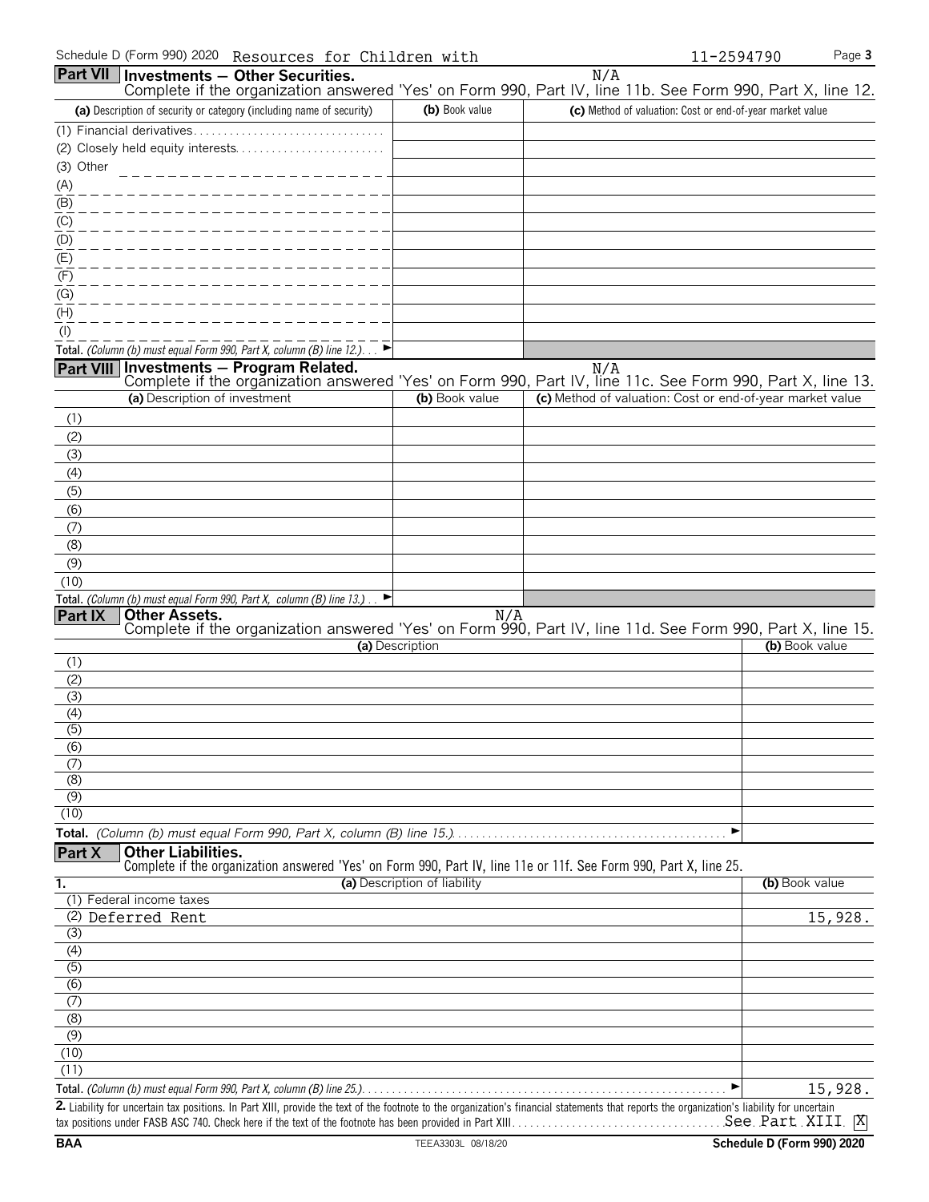Schedule D (Form 990) 2020 Resources for Children with 11-2594790

## Part VII Investments — Other Securities.

N/A

Complete if the organization answered 'Yes' on Form 990, Part IV, line 11b. See Form 990, Part X, line 12.

| (a) Description of security or category (including name of security) | (b) Book value | (c) Method of valuation: Cost or end-of-year market value |
|---|---|---|
| (1) Financial derivatives | | |
| (2) Closely held equity interests | | |
| (3) Other | | |
| (A) | | |
| (B) | | |
| (C) | | |
| (D) | | |
| (E) | | |
| (F) | | |
| (G) | | |
| (H) | | |
| (I) | | |
| **Total.** *(Column (b) must equal Form 990, Part X, column (B) line 12.)* ► | | |

## Part VIII Investments — Program Related.

N/A

Complete if the organization answered 'Yes' on Form 990, Part IV, line 11c. See Form 990, Part X, line 13.

| (a) Description of investment | (b) Book value | (c) Method of valuation: Cost or end-of-year market value |
|---|---|---|
| (1) | | |
| (2) | | |
| (3) | | |
| (4) | | |
| (5) | | |
| (6) | | |
| (7) | | |
| (8) | | |
| (9) | | |
| (10) | | |
| **Total.** *(Column (b) must equal Form 990, Part X, column (B) line 13.)* ► | | |

## Part IX Other Assets.

N/A

Complete if the organization answered 'Yes' on Form 990, Part IV, line 11d. See Form 990, Part X, line 15.

| (a) Description | (b) Book value |
|---|---|
| (1) | |
| (2) | |
| (3) | |
| (4) | |
| (5) | |
| (6) | |
| (7) | |
| (8) | |
| (9) | |
| (10) | |
| **Total.** *(Column (b) must equal Form 990, Part X, column (B) line 15.)* ► | |

## Part X Other Liabilities.

Complete if the organization answered 'Yes' on Form 990, Part IV, line 11e or 11f. See Form 990, Part X, line 25.

| 1. (a) Description of liability | (b) Book value |
|---|---|
| (1) Federal income taxes | |
| (2) Deferred Rent | 15,928. |
| (3) | |
| (4) | |
| (5) | |
| (6) | |
| (7) | |
| (8) | |
| (9) | |
| (10) | |
| (11) | |
| **Total.** *(Column (b) must equal Form 990, Part X, column (B) line 25.)* ► | 15,928. |

**2.** Liability for uncertain tax positions. In Part XIII, provide the text of the footnote to the organization's financial statements that reports the organization's liability for uncertain tax positions under FASB ASC 740. Check here if the text of the footnote has been provided in Part XIII. See Part XIII [X]

BAA TEEA3303L 08/18/20 Schedule D (Form 990) 2020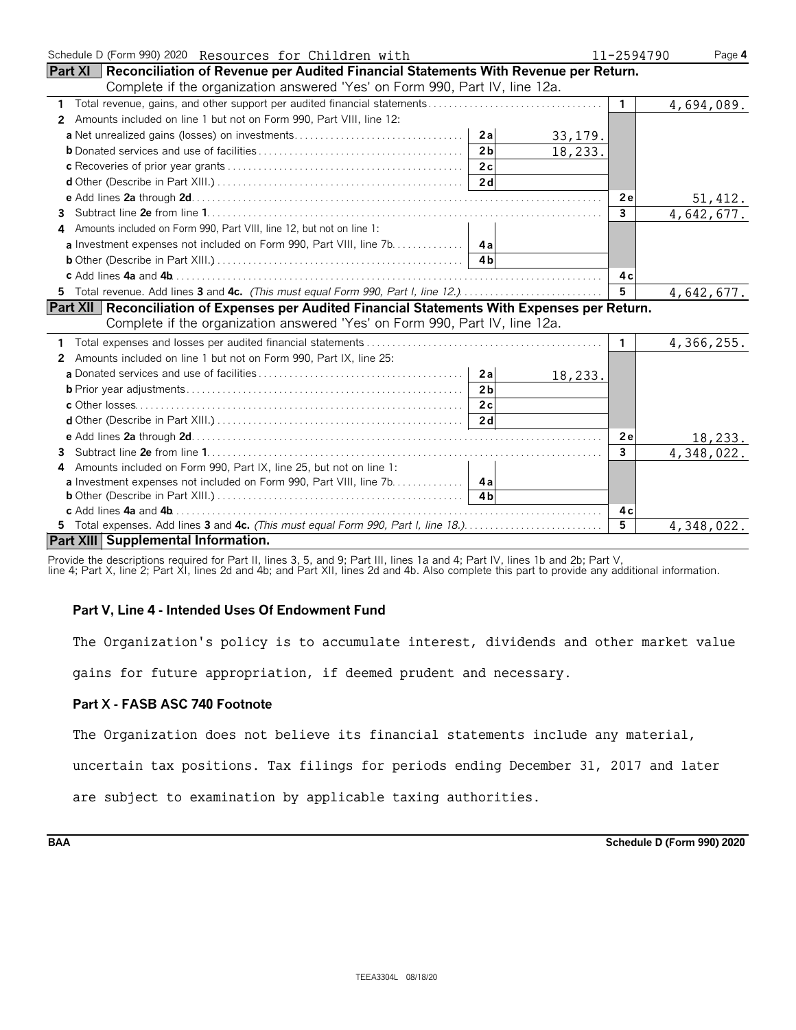Schedule D (Form 990) 2020 Resources for Children with 11-2594790 Page **4**

## Part XI Reconciliation of Revenue per Audited Financial Statements With Revenue per Return.

Complete if the organization answered 'Yes' on Form 990, Part IV, line 12a.

| | | | | |
|---|---|---|---|---|
| **1** Total revenue, gains, and other support per audited financial statements | | | 1 | 4,694,089. |
| **2** Amounts included on line 1 but not on Form 990, Part VIII, line 12: | | | | |
| **a** Net unrealized gains (losses) on investments | 2a | 33,179. | | |
| **b** Donated services and use of facilities | 2b | 18,233. | | |
| **c** Recoveries of prior year grants | 2c | | | |
| **d** Other (Describe in Part XIII.) | 2d | | | |
| **e** Add lines **2a** through **2d** | | | 2e | 51,412. |
| **3** Subtract line **2e** from line **1** | | | 3 | 4,642,677. |
| **4** Amounts included on Form 990, Part VIII, line 12, but not on line 1: | | | | |
| **a** Investment expenses not included on Form 990, Part VIII, line 7b | 4a | | | |
| **b** Other (Describe in Part XIII.) | 4b | | | |
| **c** Add lines **4a** and **4b** | | | 4c | |
| **5** Total revenue. Add lines **3** and **4c.** *(This must equal Form 990, Part I, line 12.)* | | | 5 | 4,642,677. |

## Part XII Reconciliation of Expenses per Audited Financial Statements With Expenses per Return.

Complete if the organization answered 'Yes' on Form 990, Part IV, line 12a.

| | | | | |
|---|---|---|---|---|
| **1** Total expenses and losses per audited financial statements | | | 1 | 4,366,255. |
| **2** Amounts included on line 1 but not on Form 990, Part IX, line 25: | | | | |
| **a** Donated services and use of facilities | 2a | 18,233. | | |
| **b** Prior year adjustments | 2b | | | |
| **c** Other losses | 2c | | | |
| **d** Other (Describe in Part XIII.) | 2d | | | |
| **e** Add lines **2a** through **2d** | | | 2e | 18,233. |
| **3** Subtract line **2e** from line **1** | | | 3 | 4,348,022. |
| **4** Amounts included on Form 990, Part IX, line 25, but not on line 1: | | | | |
| **a** Investment expenses not included on Form 990, Part VIII, line 7b | 4a | | | |
| **b** Other (Describe in Part XIII.) | 4b | | | |
| **c** Add lines **4a** and **4b** | | | 4c | |
| **5** Total expenses. Add lines **3** and **4c.** *(This must equal Form 990, Part I, line 18.)* | | | 5 | 4,348,022. |

## Part XIII Supplemental Information.

Provide the descriptions required for Part II, lines 3, 5, and 9; Part III, lines 1a and 4; Part IV, lines 1b and 2b; Part V, line 4; Part X, line 2; Part XI, lines 2d and 4b; and Part XII, lines 2d and 4b. Also complete this part to provide any additional information.

**Part V, Line 4 - Intended Uses Of Endowment Fund**

The Organization's policy is to accumulate interest, dividends and other market value gains for future appropriation, if deemed prudent and necessary.

**Part X - FASB ASC 740 Footnote**

The Organization does not believe its financial statements include any material, uncertain tax positions. Tax filings for periods ending December 31, 2017 and later are subject to examination by applicable taxing authorities.

**BAA** **Schedule D (Form 990) 2020**

TEEA3304L 08/18/20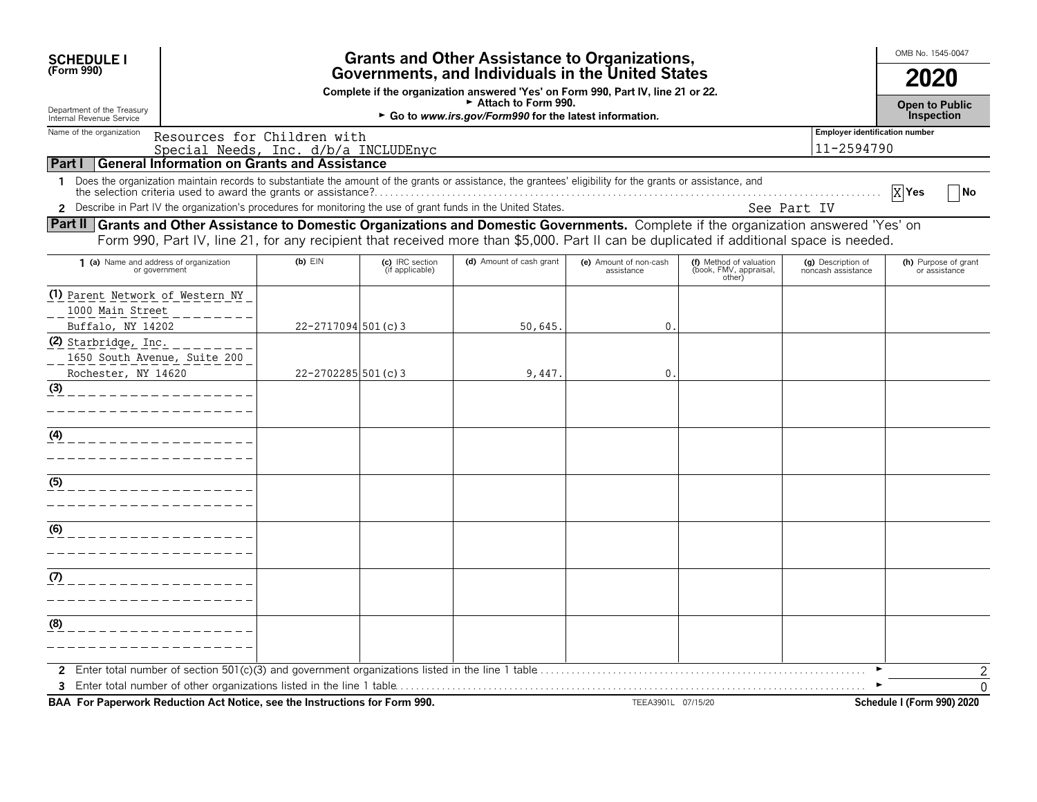**SCHEDULE I**
**(Form 990)**

Department of the Treasury
Internal Revenue Service

# Grants and Other Assistance to Organizations, Governments, and Individuals in the United States

**Complete if the organization answered 'Yes' on Form 990, Part IV, line 21 or 22.**
► **Attach to Form 990.**
► **Go to** ***www.irs.gov/Form990*** **for the latest information.**

OMB No. 1545-0047

**2020**

**Open to Public Inspection**

Name of the organization: Resources for Children with Special Needs, Inc. d/b/a INCLUDEnyc

Employer identification number: 11-2594790

## Part I General Information on Grants and Assistance

1 Does the organization maintain records to substantiate the amount of the grants or assistance, the grantees' eligibility for the grants or assistance, and the selection criteria used to award the grants or assistance? [X] Yes [ ] No

2 Describe in Part IV the organization's procedures for monitoring the use of grant funds in the United States. See Part IV

## Part II Grants and Other Assistance to Domestic Organizations and Domestic Governments.

Complete if the organization answered 'Yes' on Form 990, Part IV, line 21, for any recipient that received more than $5,000. Part II can be duplicated if additional space is needed.

| 1 (a) Name and address of organization or government | (b) EIN | (c) IRC section (if applicable) | (d) Amount of cash grant | (e) Amount of non-cash assistance | (f) Method of valuation (book, FMV, appraisal, other) | (g) Description of noncash assistance | (h) Purpose of grant or assistance |
|---|---|---|---|---|---|---|---|
| (1) Parent Network of Western NY<br>1000 Main Street<br>Buffalo, NY 14202 | 22-2717094 | 501(c)3 | 50,645. | 0. | | | |
| (2) Starbridge, Inc.<br>1650 South Avenue, Suite 200<br>Rochester, NY 14620 | 22-2702285 | 501(c)3 | 9,447. | 0. | | | |
| (3) | | | | | | | |
| (4) | | | | | | | |
| (5) | | | | | | | |
| (6) | | | | | | | |
| (7) | | | | | | | |
| (8) | | | | | | | |

2 Enter total number of section 501(c)(3) and government organizations listed in the line 1 table ► 2

3 Enter total number of other organizations listed in the line 1 table ► 0

**BAA For Paperwork Reduction Act Notice, see the Instructions for Form 990.** TEEA3901L 07/15/20 **Schedule I (Form 990) 2020**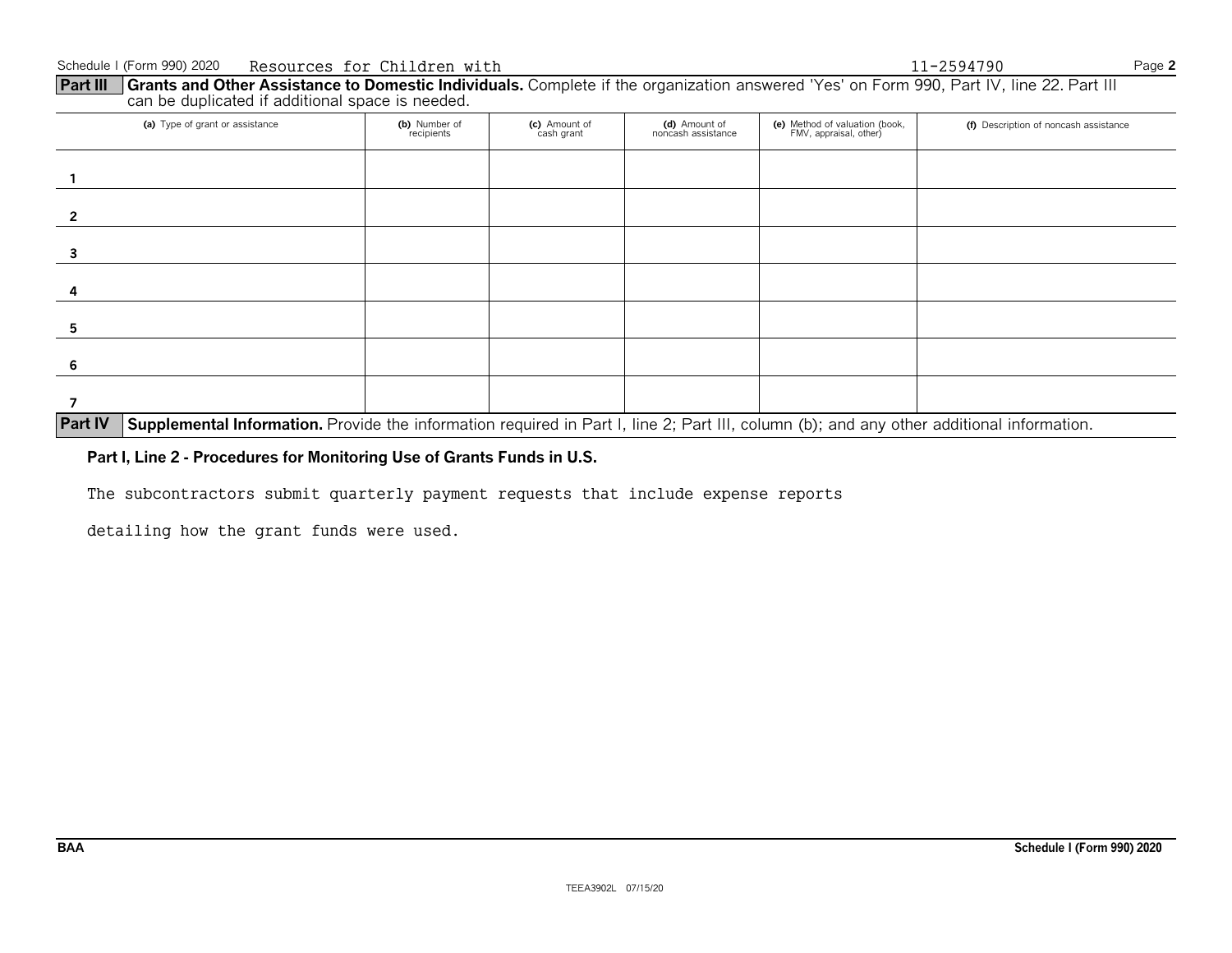Schedule I (Form 990) 2020 Resources for Children with 11-2594790

**Part III** **Grants and Other Assistance to Domestic Individuals.** Complete if the organization answered 'Yes' on Form 990, Part IV, line 22. Part III can be duplicated if additional space is needed.

| | (a) Type of grant or assistance | (b) Number of recipients | (c) Amount of cash grant | (d) Amount of noncash assistance | (e) Method of valuation (book, FMV, appraisal, other) | (f) Description of noncash assistance |
|---|---|---|---|---|---|---|
| 1 | | | | | | |
| 2 | | | | | | |
| 3 | | | | | | |
| 4 | | | | | | |
| 5 | | | | | | |
| 6 | | | | | | |
| 7 | | | | | | |

**Part IV** **Supplemental Information.** Provide the information required in Part I, line 2; Part III, column (b); and any other additional information.

**Part I, Line 2 - Procedures for Monitoring Use of Grants Funds in U.S.**

The subcontractors submit quarterly payment requests that include expense reports detailing how the grant funds were used.

BAA Schedule I (Form 990) 2020

TEEA3902L 07/15/20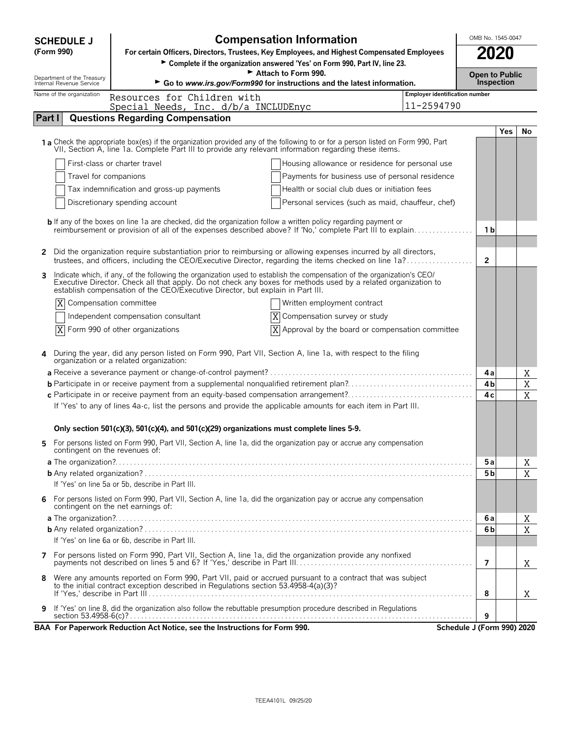**SCHEDULE J**
**(Form 990)**

Department of the Treasury
Internal Revenue Service

# Compensation Information

**For certain Officers, Directors, Trustees, Key Employees, and Highest Compensated Employees**

► **Complete if the organization answered 'Yes' on Form 990, Part IV, line 23.**

► **Attach to Form 990.**

► **Go to *www.irs.gov/Form990* for instructions and the latest information.**

OMB No. 1545-0047

**2020**

**Open to Public Inspection**

Name of the organization: Resources for Children with Special Needs, Inc. d/b/a INCLUDEnyc

Employer identification number: 11-2594790

## Part I — Questions Regarding Compensation

| | | Yes | No |
|---|---|---|---|
| **1a** Check the appropriate box(es) if the organization provided any of the following to or for a person listed on Form 990, Part VII, Section A, line 1a. Complete Part III to provide any relevant information regarding these items. | | | |
| ☐ First-class or charter travel ☐ Housing allowance or residence for personal use | | | |
| ☐ Travel for companions ☐ Payments for business use of personal residence | | | |
| ☐ Tax indemnification and gross-up payments ☐ Health or social club dues or initiation fees | | | |
| ☐ Discretionary spending account ☐ Personal services (such as maid, chauffeur, chef) | | | |
| **b** If any of the boxes on line 1a are checked, did the organization follow a written policy regarding payment or reimbursement or provision of all of the expenses described above? If 'No,' complete Part III to explain | 1b | | |
| **2** Did the organization require substantiation prior to reimbursing or allowing expenses incurred by all directors, trustees, and officers, including the CEO/Executive Director, regarding the items checked on line 1a? | 2 | | |
| **3** Indicate which, if any, of the following the organization used to establish the compensation of the organization's CEO/Executive Director. Check all that apply. Do not check any boxes for methods used by a related organization to establish compensation of the CEO/Executive Director, but explain in Part III. | | | |
| ☒ Compensation committee ☐ Written employment contract | | | |
| ☐ Independent compensation consultant ☒ Compensation survey or study | | | |
| ☒ Form 990 of other organizations ☒ Approval by the board or compensation committee | | | |
| **4** During the year, did any person listed on Form 990, Part VII, Section A, line 1a, with respect to the filing organization or a related organization: | | | |
| **a** Receive a severance payment or change-of-control payment? | 4a | | X |
| **b** Participate in or receive payment from a supplemental nonqualified retirement plan? | 4b | | X |
| **c** Participate in or receive payment from an equity-based compensation arrangement? | 4c | | X |
| If 'Yes' to any of lines 4a-c, list the persons and provide the applicable amounts for each item in Part III. | | | |
| **Only section 501(c)(3), 501(c)(4), and 501(c)(29) organizations must complete lines 5-9.** | | | |
| **5** For persons listed on Form 990, Part VII, Section A, line 1a, did the organization pay or accrue any compensation contingent on the revenues of: | | | |
| **a** The organization? | 5a | | X |
| **b** Any related organization? | 5b | | X |
| If 'Yes' on line 5a or 5b, describe in Part III. | | | |
| **6** For persons listed on Form 990, Part VII, Section A, line 1a, did the organization pay or accrue any compensation contingent on the net earnings of: | | | |
| **a** The organization? | 6a | | X |
| **b** Any related organization? | 6b | | X |
| If 'Yes' on line 6a or 6b, describe in Part III. | | | |
| **7** For persons listed on Form 990, Part VII, Section A, line 1a, did the organization provide any nonfixed payments not described on lines 5 and 6? If 'Yes,' describe in Part III. | 7 | | X |
| **8** Were any amounts reported on Form 990, Part VII, paid or accrued pursuant to a contract that was subject to the initial contract exception described in Regulations section 53.4958-4(a)(3)? If 'Yes,' describe in Part III | 8 | | X |
| **9** If 'Yes' on line 8, did the organization also follow the rebuttable presumption procedure described in Regulations section 53.4958-6(c)? | 9 | | |

**BAA For Paperwork Reduction Act Notice, see the Instructions for Form 990.** **Schedule J (Form 990) 2020**

TEEA4101L 09/25/20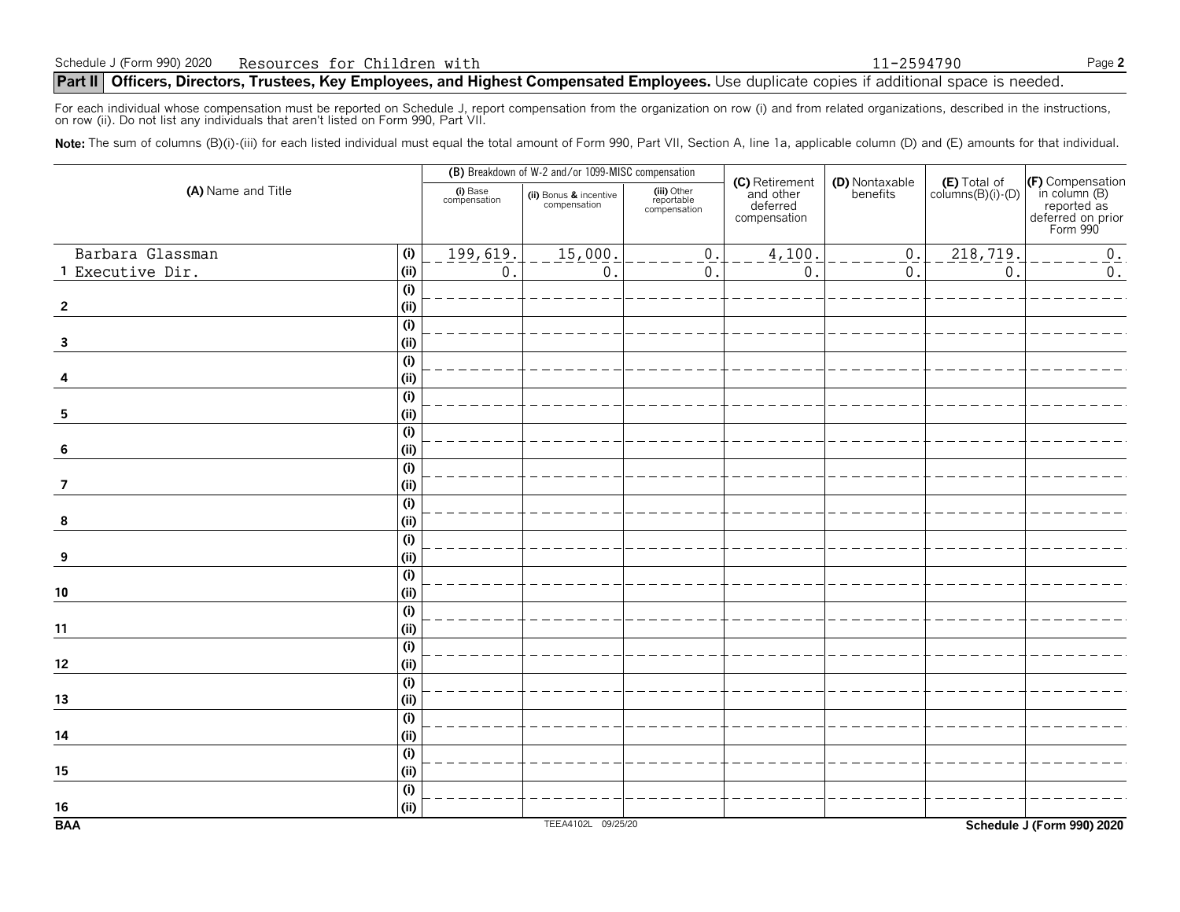Schedule J (Form 990) 2020 Resources for Children with 11-2594790

## Part II Officers, Directors, Trustees, Key Employees, and Highest Compensated Employees. Use duplicate copies if additional space is needed.

For each individual whose compensation must be reported on Schedule J, report compensation from the organization on row (i) and from related organizations, described in the instructions, on row (ii). Do not list any individuals that aren't listed on Form 990, Part VII.

**Note:** The sum of columns (B)(i)-(iii) for each listed individual must equal the total amount of Form 990, Part VII, Section A, line 1a, applicable column (D) and (E) amounts for that individual.

| (A) Name and Title | | (B) Breakdown of W-2 and/or 1099-MISC compensation | | | (C) Retirement and other deferred compensation | (D) Nontaxable benefits | (E) Total of columns(B)(i)-(D) | (F) Compensation in column (B) reported as deferred on prior Form 990 |
|---|---|---|---|---|---|---|---|---|
| | | (i) Base compensation | (ii) Bonus & incentive compensation | (iii) Other reportable compensation | | | | |
| 1 Barbara Glassman | (i) | 199,619. | 15,000. | 0. | 4,100. | 0. | 218,719. | 0. |
| Executive Dir. | (ii) | 0. | 0. | 0. | 0. | 0. | 0. | 0. |
| 2 | (i) | | | | | | | |
| | (ii) | | | | | | | |
| 3 | (i) | | | | | | | |
| | (ii) | | | | | | | |
| 4 | (i) | | | | | | | |
| | (ii) | | | | | | | |
| 5 | (i) | | | | | | | |
| | (ii) | | | | | | | |
| 6 | (i) | | | | | | | |
| | (ii) | | | | | | | |
| 7 | (i) | | | | | | | |
| | (ii) | | | | | | | |
| 8 | (i) | | | | | | | |
| | (ii) | | | | | | | |
| 9 | (i) | | | | | | | |
| | (ii) | | | | | | | |
| 10 | (i) | | | | | | | |
| | (ii) | | | | | | | |
| 11 | (i) | | | | | | | |
| | (ii) | | | | | | | |
| 12 | (i) | | | | | | | |
| | (ii) | | | | | | | |
| 13 | (i) | | | | | | | |
| | (ii) | | | | | | | |
| 14 | (i) | | | | | | | |
| | (ii) | | | | | | | |
| 15 | (i) | | | | | | | |
| | (ii) | | | | | | | |
| 16 | (i) | | | | | | | |
| | (ii) | | | | | | | |

BAA TEEA4102L 09/25/20 Schedule J (Form 990) 2020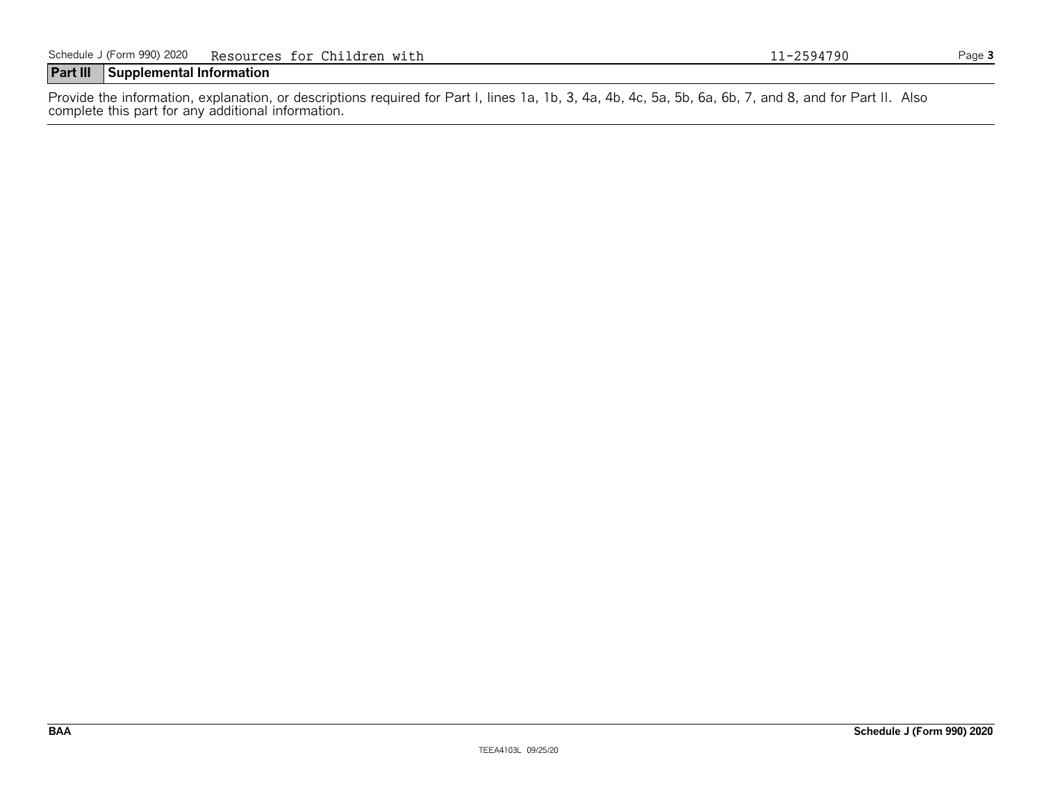Schedule J (Form 990) 2020 Resources for Children with 11-2594790

## Part III Supplemental Information

Provide the information, explanation, or descriptions required for Part I, lines 1a, 1b, 3, 4a, 4b, 4c, 5a, 5b, 6a, 6b, 7, and 8, and for Part II. Also complete this part for any additional information.

BAA Schedule J (Form 990) 2020

TEEA4103L 09/25/20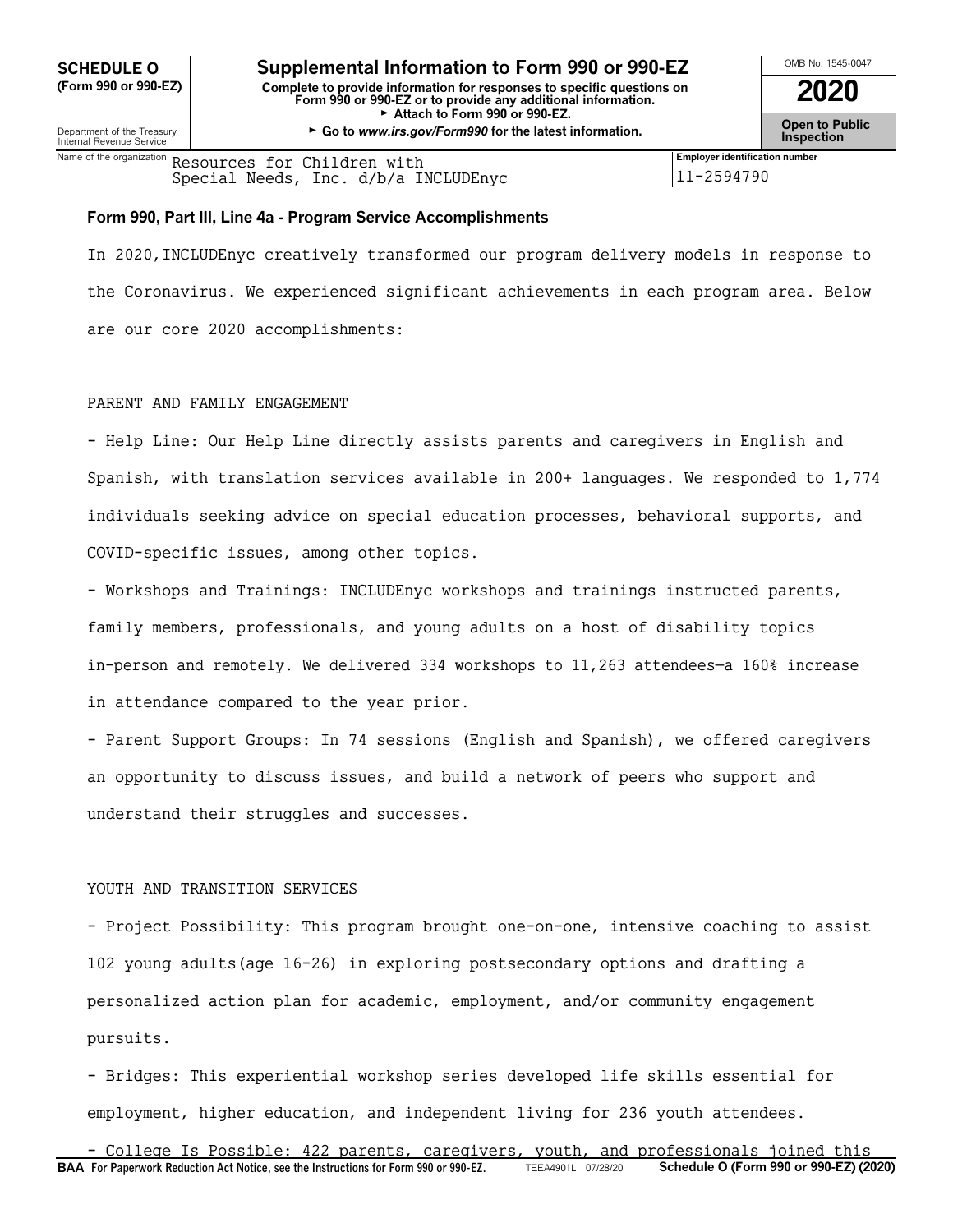**SCHEDULE O (Form 990 or 990-EZ)**

Department of the Treasury
Internal Revenue Service

# Supplemental Information to Form 990 or 990-EZ

**Complete to provide information for responses to specific questions on Form 990 or 990-EZ or to provide any additional information.**
**► Attach to Form 990 or 990-EZ.**
**► Go to *www.irs.gov/Form990* for the latest information.**

OMB No. 1545-0047

**2020**

**Open to Public Inspection**

| Name of the organization | Employer identification number |
|---|---|
| Resources for Children with Special Needs, Inc. d/b/a INCLUDEnyc | 11-2594790 |

**Form 990, Part III, Line 4a - Program Service Accomplishments**

In 2020,INCLUDEnyc creatively transformed our program delivery models in response to the Coronavirus. We experienced significant achievements in each program area. Below are our core 2020 accomplishments:

PARENT AND FAMILY ENGAGEMENT

- Help Line: Our Help Line directly assists parents and caregivers in English and Spanish, with translation services available in 200+ languages. We responded to 1,774 individuals seeking advice on special education processes, behavioral supports, and COVID-specific issues, among other topics.
- Workshops and Trainings: INCLUDEnyc workshops and trainings instructed parents, family members, professionals, and young adults on a host of disability topics in-person and remotely. We delivered 334 workshops to 11,263 attendees—a 160% increase in attendance compared to the year prior.
- Parent Support Groups: In 74 sessions (English and Spanish), we offered caregivers an opportunity to discuss issues, and build a network of peers who support and understand their struggles and successes.

YOUTH AND TRANSITION SERVICES

- Project Possibility: This program brought one-on-one, intensive coaching to assist 102 young adults(age 16-26) in exploring postsecondary options and drafting a personalized action plan for academic, employment, and/or community engagement pursuits.
- Bridges: This experiential workshop series developed life skills essential for employment, higher education, and independent living for 236 youth attendees.
- College Is Possible: 422 parents, caregivers, youth, and professionals joined this

**BAA** For Paperwork Reduction Act Notice, see the Instructions for Form 990 or 990-EZ. TEEA4901L 07/28/20 **Schedule O (Form 990 or 990-EZ) (2020)**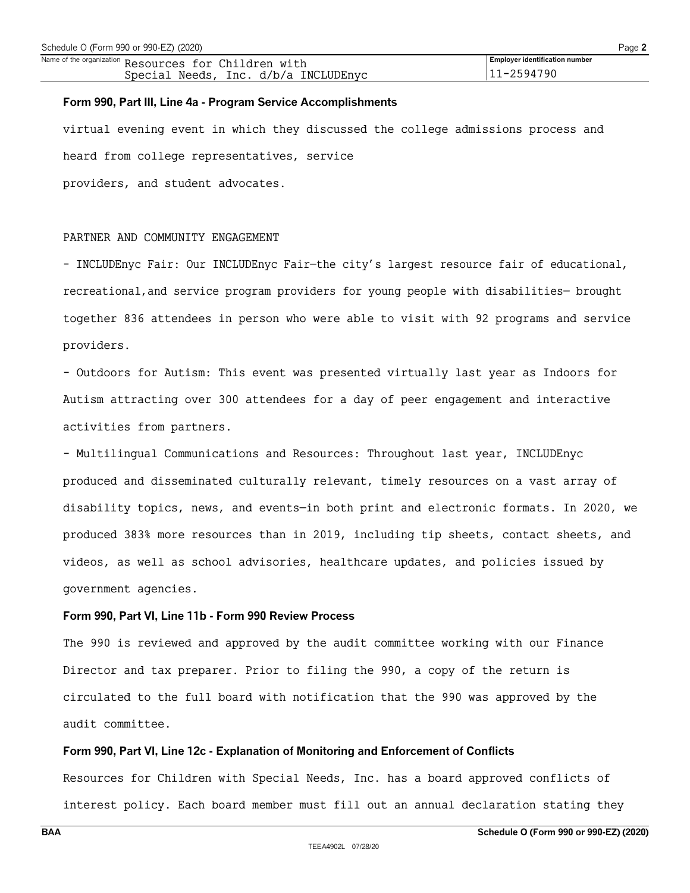Name of the organization Resources for Children with Special Needs, Inc. d/b/a INCLUDEnyc

Employer identification number 11-2594790

**Form 990, Part III, Line 4a - Program Service Accomplishments**

virtual evening event in which they discussed the college admissions process and heard from college representatives, service providers, and student advocates.

PARTNER AND COMMUNITY ENGAGEMENT

- INCLUDEnyc Fair: Our INCLUDEnyc Fair—the city's largest resource fair of educational, recreational,and service program providers for young people with disabilities— brought together 836 attendees in person who were able to visit with 92 programs and service providers.
- Outdoors for Autism: This event was presented virtually last year as Indoors for Autism attracting over 300 attendees for a day of peer engagement and interactive activities from partners.
- Multilingual Communications and Resources: Throughout last year, INCLUDEnyc produced and disseminated culturally relevant, timely resources on a vast array of disability topics, news, and events—in both print and electronic formats. In 2020, we produced 383% more resources than in 2019, including tip sheets, contact sheets, and videos, as well as school advisories, healthcare updates, and policies issued by government agencies.

**Form 990, Part VI, Line 11b - Form 990 Review Process**

The 990 is reviewed and approved by the audit committee working with our Finance Director and tax preparer. Prior to filing the 990, a copy of the return is circulated to the full board with notification that the 990 was approved by the audit committee.

**Form 990, Part VI, Line 12c - Explanation of Monitoring and Enforcement of Conflicts**

Resources for Children with Special Needs, Inc. has a board approved conflicts of interest policy. Each board member must fill out an annual declaration stating they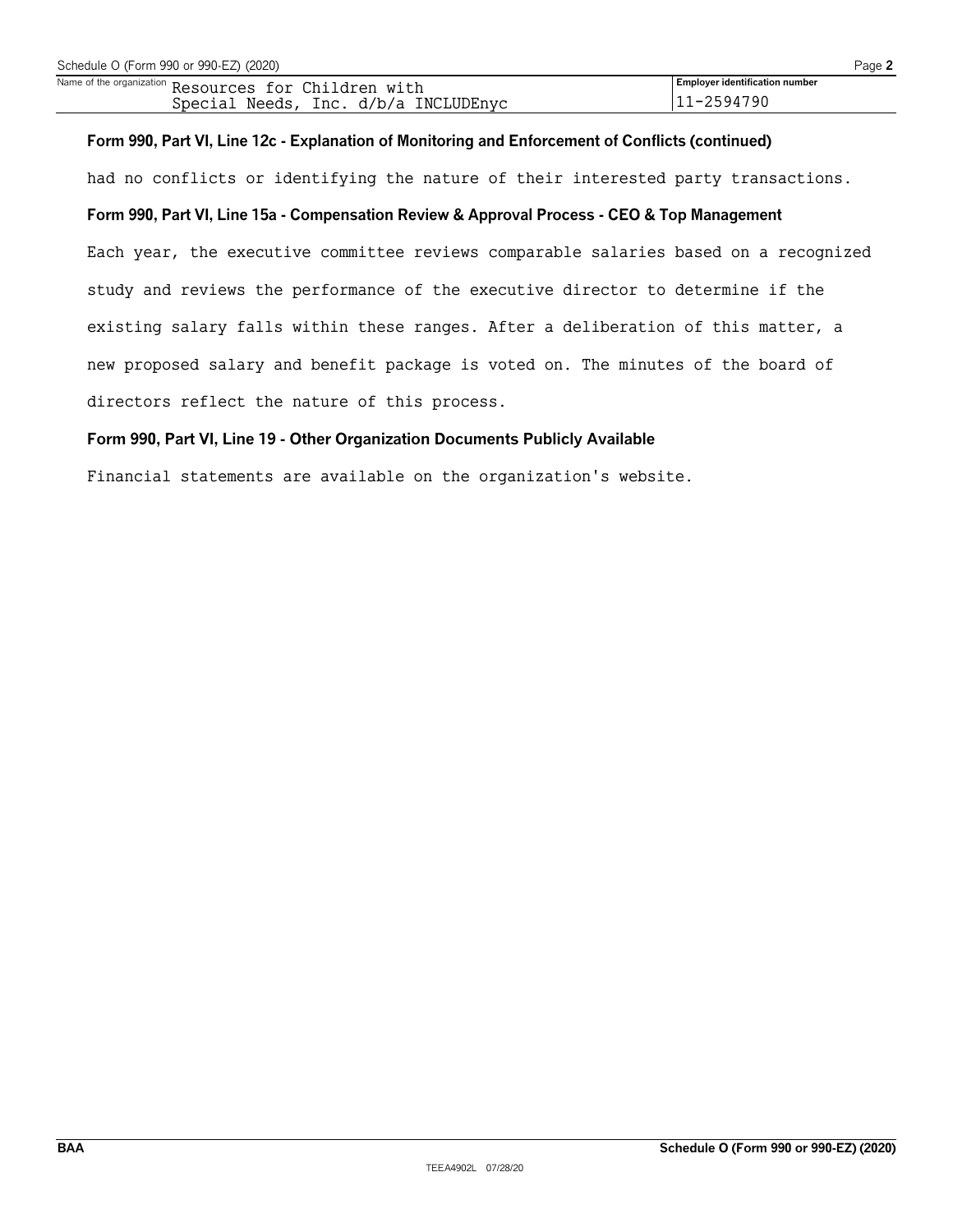Name of the organization: Resources for Children with Special Needs, Inc. d/b/a INCLUDEnyc

Employer identification number: 11-2594790

**Form 990, Part VI, Line 12c - Explanation of Monitoring and Enforcement of Conflicts (continued)**

had no conflicts or identifying the nature of their interested party transactions.

**Form 990, Part VI, Line 15a - Compensation Review & Approval Process - CEO & Top Management**

Each year, the executive committee reviews comparable salaries based on a recognized study and reviews the performance of the executive director to determine if the existing salary falls within these ranges. After a deliberation of this matter, a new proposed salary and benefit package is voted on. The minutes of the board of directors reflect the nature of this process.

**Form 990, Part VI, Line 19 - Other Organization Documents Publicly Available**

Financial statements are available on the organization's website.